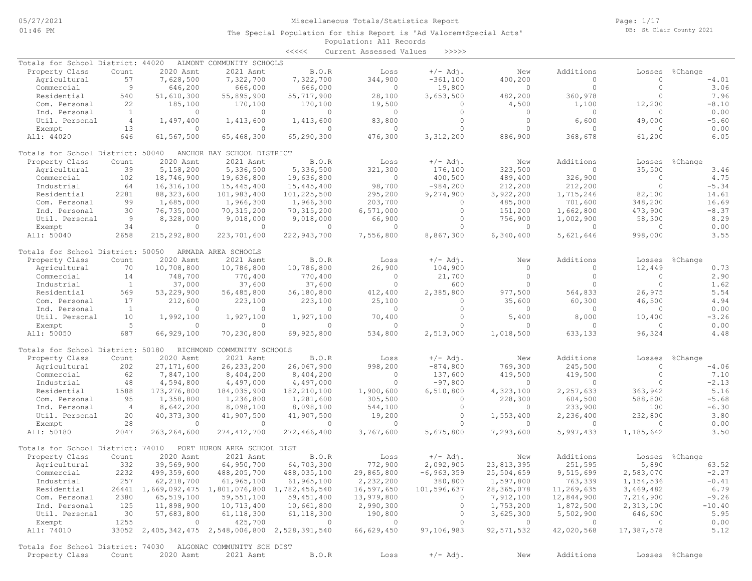# Miscellaneous Totals/Statistics Report

The Special Population for this Report is 'Ad Valorem+Special Acts'
Population: All Records
<<<<< Current Assessed Values >>>>>

05/27/2021
01:46 PM

DB: St Clair County 2021

## Totals for School District: 44020 ALMONT COMMUNITY SCHOOLS

| Property Class | Count | 2020 Asmt | 2021 Asmt | B.O.R | Loss | +/- Adj. | New | Additions | Losses | %Change |
|---|---|---|---|---|---|---|---|---|---|---|
| Agricultural | 57 | 7,628,500 | 7,322,700 | 7,322,700 | 344,900 | -361,100 | 400,200 | 0 | 0 | -4.01 |
| Commercial | 9 | 646,200 | 666,000 | 666,000 | 0 | 19,800 | 0 | 0 | 0 | 3.06 |
| Residential | 540 | 51,610,300 | 55,895,900 | 55,717,900 | 28,100 | 3,653,500 | 482,200 | 360,978 | 0 | 7.96 |
| Com. Personal | 22 | 185,100 | 170,100 | 170,100 | 19,500 | 0 | 4,500 | 1,100 | 12,200 | -8.10 |
| Ind. Personal | 1 | 0 | 0 | 0 | 0 | 0 | 0 | 0 | 0 | 0.00 |
| Util. Personal | 4 | 1,497,400 | 1,413,600 | 1,413,600 | 83,800 | 0 | 0 | 6,600 | 49,000 | -5.60 |
| Exempt | 13 | 0 | 0 | 0 | 0 | 0 | 0 | 0 | 0 | 0.00 |
| All: 44020 | 646 | 61,567,500 | 65,468,300 | 65,290,300 | 476,300 | 3,312,200 | 886,900 | 368,678 | 61,200 | 6.05 |

## Totals for School District: 50040 ANCHOR BAY SCHOOL DISTRICT

| Property Class | Count | 2020 Asmt | 2021 Asmt | B.O.R | Loss | +/- Adj. | New | Additions | Losses | %Change |
|---|---|---|---|---|---|---|---|---|---|---|
| Agricultural | 39 | 5,158,200 | 5,336,500 | 5,336,500 | 321,300 | 176,100 | 323,500 | 0 | 35,500 | 3.46 |
| Commercial | 102 | 18,746,900 | 19,636,800 | 19,636,800 | 0 | 400,500 | 489,400 | 326,900 | 0 | 4.75 |
| Industrial | 64 | 16,316,100 | 15,445,400 | 15,445,400 | 98,700 | -984,200 | 212,200 | 212,200 | 0 | -5.34 |
| Residential | 2281 | 88,323,600 | 101,983,400 | 101,225,500 | 295,200 | 9,274,900 | 3,922,200 | 1,715,246 | 82,100 | 14.61 |
| Com. Personal | 99 | 1,685,000 | 1,966,300 | 1,966,300 | 203,700 | 0 | 485,000 | 701,600 | 348,200 | 16.69 |
| Ind. Personal | 30 | 76,735,000 | 70,315,200 | 70,315,200 | 6,571,000 | 0 | 151,200 | 1,662,800 | 473,900 | -8.37 |
| Util. Personal | 9 | 8,328,000 | 9,018,000 | 9,018,000 | 66,900 | 0 | 756,900 | 1,002,900 | 58,300 | 8.29 |
| Exempt | 34 | 0 | 0 | 0 | 0 | 0 | 0 | 0 | 0 | 0.00 |
| All: 50040 | 2658 | 215,292,800 | 223,701,600 | 222,943,700 | 7,556,800 | 8,867,300 | 6,340,400 | 5,621,646 | 998,000 | 3.55 |

## Totals for School District: 50050 ARMADA AREA SCHOOLS

| Property Class | Count | 2020 Asmt | 2021 Asmt | B.O.R | Loss | +/- Adj. | New | Additions | Losses | %Change |
|---|---|---|---|---|---|---|---|---|---|---|
| Agricultural | 70 | 10,708,800 | 10,786,800 | 10,786,800 | 26,900 | 104,900 | 0 | 0 | 12,449 | 0.73 |
| Commercial | 14 | 748,700 | 770,400 | 770,400 | 0 | 21,700 | 0 | 0 | 0 | 2.90 |
| Industrial | 1 | 37,000 | 37,600 | 37,600 | 0 | 600 | 0 | 0 | 0 | 1.62 |
| Residential | 569 | 53,229,900 | 56,485,800 | 56,180,800 | 412,400 | 2,385,800 | 977,500 | 564,833 | 26,975 | 5.54 |
| Com. Personal | 17 | 212,600 | 223,100 | 223,100 | 25,100 | 0 | 35,600 | 60,300 | 46,500 | 4.94 |
| Ind. Personal | 1 | 0 | 0 | 0 | 0 | 0 | 0 | 0 | 0 | 0.00 |
| Util. Personal | 10 | 1,992,100 | 1,927,100 | 1,927,100 | 70,400 | 0 | 5,400 | 8,000 | 10,400 | -3.26 |
| Exempt | 5 | 0 | 0 | 0 | 0 | 0 | 0 | 0 | 0 | 0.00 |
| All: 50050 | 687 | 66,929,100 | 70,230,800 | 69,925,800 | 534,800 | 2,513,000 | 1,018,500 | 633,133 | 96,324 | 4.48 |

## Totals for School District: 50180 RICHMOND COMMUNITY SCHOOLS

| Property Class | Count | 2020 Asmt | 2021 Asmt | B.O.R | Loss | +/- Adj. | New | Additions | Losses | %Change |
|---|---|---|---|---|---|---|---|---|---|---|
| Agricultural | 202 | 27,171,600 | 26,233,200 | 26,067,900 | 998,200 | -874,800 | 769,300 | 245,500 | 0 | -4.06 |
| Commercial | 62 | 7,847,100 | 8,404,200 | 8,404,200 | 0 | 137,600 | 419,500 | 419,500 | 0 | 7.10 |
| Industrial | 48 | 4,594,800 | 4,497,000 | 4,497,000 | 0 | -97,800 | 0 | 0 | 0 | -2.13 |
| Residential | 1588 | 173,276,800 | 184,035,900 | 182,210,100 | 1,900,600 | 6,510,800 | 4,323,100 | 2,257,633 | 363,942 | 5.16 |
| Com. Personal | 95 | 1,358,800 | 1,236,800 | 1,281,600 | 305,500 | 0 | 228,300 | 604,500 | 588,800 | -5.68 |
| Ind. Personal | 4 | 8,642,200 | 8,098,100 | 8,098,100 | 544,100 | 0 | 0 | 233,900 | 100 | -6.30 |
| Util. Personal | 20 | 40,373,300 | 41,907,500 | 41,907,500 | 19,200 | 0 | 1,553,400 | 2,236,400 | 232,800 | 3.80 |
| Exempt | 28 | 0 | 0 | 0 | 0 | 0 | 0 | 0 | 0 | 0.00 |
| All: 50180 | 2047 | 263,264,600 | 274,412,700 | 272,466,400 | 3,767,600 | 5,675,800 | 7,293,600 | 5,997,433 | 1,185,642 | 3.50 |

## Totals for School District: 74010 PORT HURON AREA SCHOOL DIST

| Property Class | Count | 2020 Asmt | 2021 Asmt | B.O.R | Loss | +/- Adj. | New | Additions | Losses | %Change |
|---|---|---|---|---|---|---|---|---|---|---|
| Agricultural | 332 | 39,569,900 | 64,950,700 | 64,703,300 | 772,900 | 2,092,905 | 23,813,395 | 251,595 | 5,890 | 63.52 |
| Commercial | 2232 | 499,359,600 | 488,205,700 | 488,035,100 | 29,865,800 | -6,963,359 | 25,504,659 | 9,515,699 | 2,583,070 | -2.27 |
| Industrial | 257 | 62,218,700 | 61,965,100 | 61,965,100 | 2,232,200 | 380,800 | 1,597,800 | 763,339 | 1,154,536 | -0.41 |
| Residential | 26441 | 1,669,092,475 | 1,801,076,800 | 1,782,456,540 | 16,597,650 | 101,596,637 | 28,365,078 | 11,269,635 | 3,469,482 | 6.79 |
| Com. Personal | 2380 | 65,519,100 | 59,551,100 | 59,451,400 | 13,979,800 | 0 | 7,912,100 | 12,844,900 | 7,214,900 | -9.26 |
| Ind. Personal | 125 | 11,898,900 | 10,713,400 | 10,661,800 | 2,990,300 | 0 | 1,753,200 | 1,872,500 | 2,313,100 | -10.40 |
| Util. Personal | 30 | 57,683,800 | 61,118,300 | 61,118,300 | 190,800 | 0 | 3,625,300 | 5,502,900 | 646,600 | 5.95 |
| Exempt | 1255 | 0 | 425,700 | 0 | 0 | 0 | 0 | 0 | 0 | 0.00 |
| All: 74010 | 33052 | 2,405,342,475 | 2,548,006,800 | 2,528,391,540 | 66,629,450 | 97,106,983 | 92,571,532 | 42,020,568 | 17,387,578 | 5.12 |

## Totals for School District: 74030 ALGONAC COMMUNITY SCH DIST

| Property Class | Count | 2020 Asmt | 2021 Asmt | B.O.R | Loss | +/- Adj. | New | Additions | Losses | %Change |
|---|---|---|---|---|---|---|---|---|---|---|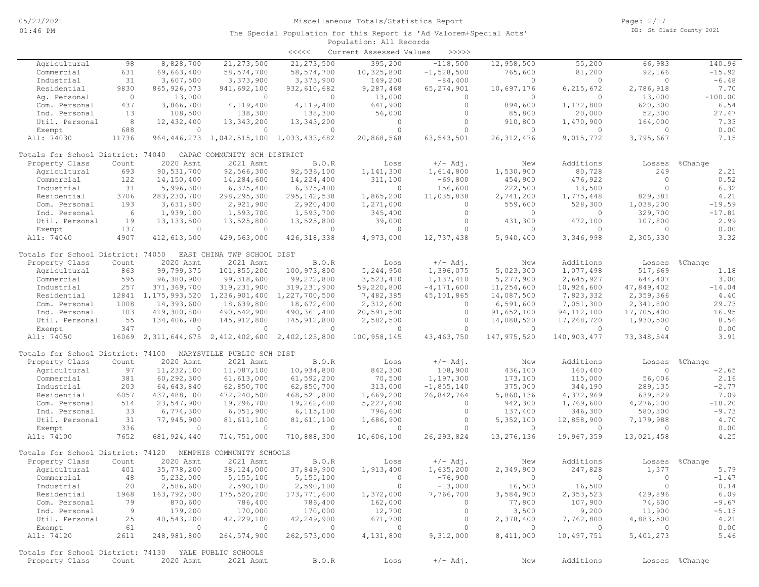Miscellaneous Totals/Statistics Report

The Special Population for this Report is 'Ad Valorem+Special Acts'

Population: All Records

<<<<< Current Assessed Values >>>>>

| Property Class | Count | 2020 Asmt | 2021 Asmt | B.O.R | Loss | +/- Adj. | New | Additions | Losses | %Change |
|---|---|---|---|---|---|---|---|---|---|---|
| Agricultural | 98 | 8,828,700 | 21,273,500 | 21,273,500 | 395,200 | -118,500 | 12,958,500 | 55,200 | 66,983 | 140.96 |
| Commercial | 631 | 69,663,400 | 58,574,700 | 58,574,700 | 10,325,800 | -1,528,500 | 765,600 | 81,200 | 92,166 | -15.92 |
| Industrial | 31 | 3,607,500 | 3,373,900 | 3,373,900 | 149,200 | -84,400 | 0 | 0 | 0 | -6.48 |
| Residential | 9830 | 865,926,073 | 941,692,100 | 932,610,682 | 9,287,468 | 65,274,901 | 10,697,176 | 6,215,672 | 2,786,918 | 7.70 |
| Ag. Personal | 0 | 13,000 | 0 | 0 | 13,000 | 0 | 0 | 0 | 13,000 | -100.00 |
| Com. Personal | 437 | 3,866,700 | 4,119,400 | 4,119,400 | 641,900 | 0 | 894,600 | 1,172,800 | 620,300 | 6.54 |
| Ind. Personal | 13 | 108,500 | 138,300 | 138,300 | 56,000 | 0 | 85,800 | 20,000 | 52,300 | 27.47 |
| Util. Personal | 8 | 12,432,400 | 13,343,200 | 13,343,200 | 0 | 0 | 910,800 | 1,470,900 | 164,000 | 7.33 |
| Exempt | 688 | 0 | 0 | 0 | 0 | 0 | 0 | 0 | 0 | 0.00 |
| All: 74030 | 11736 | 964,446,273 | 1,042,515,100 | 1,033,433,682 | 20,868,568 | 63,543,501 | 26,312,476 | 9,015,772 | 3,795,667 | 7.15 |

Totals for School District: 74040 CAPAC COMMUNITY SCH DISTRICT

| Property Class | Count | 2020 Asmt | 2021 Asmt | B.O.R | Loss | +/- Adj. | New | Additions | Losses | %Change |
|---|---|---|---|---|---|---|---|---|---|---|
| Agricultural | 693 | 90,531,700 | 92,566,300 | 92,536,100 | 1,141,300 | 1,614,800 | 1,530,900 | 80,728 | 249 | 2.21 |
| Commercial | 122 | 14,150,400 | 14,284,600 | 14,224,400 | 311,100 | -69,800 | 454,900 | 476,922 | 0 | 0.52 |
| Industrial | 31 | 5,996,300 | 6,375,400 | 6,375,400 | 0 | 156,600 | 222,500 | 13,500 | 0 | 6.32 |
| Residential | 3706 | 283,230,700 | 298,295,300 | 295,142,538 | 1,865,200 | 11,035,838 | 2,741,200 | 1,775,448 | 829,381 | 4.21 |
| Com. Personal | 193 | 3,631,800 | 2,921,900 | 2,920,400 | 1,271,000 | 0 | 559,600 | 528,300 | 1,038,200 | -19.59 |
| Ind. Personal | 6 | 1,939,100 | 1,593,700 | 1,593,700 | 345,400 | 0 | 0 | 0 | 329,700 | -17.81 |
| Util. Personal | 19 | 13,133,500 | 13,525,800 | 13,525,800 | 39,000 | 0 | 431,300 | 472,100 | 107,800 | 2.99 |
| Exempt | 137 | 0 | 0 | 0 | 0 | 0 | 0 | 0 | 0 | 0.00 |
| All: 74040 | 4907 | 412,613,500 | 429,563,000 | 426,318,338 | 4,973,000 | 12,737,438 | 5,940,400 | 3,346,998 | 2,305,330 | 3.32 |

Totals for School District: 74050 EAST CHINA TWP SCHOOL DIST

| Property Class | Count | 2020 Asmt | 2021 Asmt | B.O.R | Loss | +/- Adj. | New | Additions | Losses | %Change |
|---|---|---|---|---|---|---|---|---|---|---|
| Agricultural | 863 | 99,799,375 | 101,855,200 | 100,973,800 | 5,244,950 | 1,396,075 | 5,023,300 | 1,077,498 | 517,669 | 1.18 |
| Commercial | 595 | 96,380,900 | 99,318,600 | 99,272,800 | 3,523,410 | 1,137,410 | 5,277,900 | 2,645,927 | 644,407 | 3.00 |
| Industrial | 257 | 371,369,700 | 319,231,900 | 319,231,900 | 59,220,800 | -4,171,600 | 11,254,600 | 10,924,600 | 47,849,402 | -14.04 |
| Residential | 12841 | 1,175,993,520 | 1,236,901,400 | 1,227,700,500 | 7,482,385 | 45,101,865 | 14,087,500 | 7,823,332 | 2,359,366 | 4.40 |
| Com. Personal | 1008 | 14,393,600 | 18,639,800 | 18,672,600 | 2,312,600 | 0 | 6,591,600 | 7,051,300 | 2,341,800 | 29.73 |
| Ind. Personal | 103 | 419,300,800 | 490,542,900 | 490,361,400 | 20,591,500 | 0 | 91,652,100 | 94,112,100 | 17,705,400 | 16.95 |
| Util. Personal | 55 | 134,406,780 | 145,912,800 | 145,912,800 | 2,582,500 | 0 | 14,088,520 | 17,268,720 | 1,930,500 | 8.56 |
| Exempt | 347 | 0 | 0 | 0 | 0 | 0 | 0 | 0 | 0 | 0.00 |
| All: 74050 | 16069 | 2,311,644,675 | 2,412,402,600 | 2,402,125,800 | 100,958,145 | 43,463,750 | 147,975,520 | 140,903,477 | 73,348,544 | 3.91 |

Totals for School District: 74100 MARYSVILLE PUBLIC SCH DIST

| Property Class | Count | 2020 Asmt | 2021 Asmt | B.O.R | Loss | +/- Adj. | New | Additions | Losses | %Change |
|---|---|---|---|---|---|---|---|---|---|---|
| Agricultural | 97 | 11,232,100 | 11,087,100 | 10,934,800 | 842,300 | 108,900 | 436,100 | 160,400 | 0 | -2.65 |
| Commercial | 381 | 60,292,300 | 61,613,000 | 61,592,200 | 70,500 | 1,197,300 | 173,100 | 115,000 | 56,006 | 2.16 |
| Industrial | 203 | 64,643,840 | 62,850,700 | 62,850,700 | 313,000 | -1,855,140 | 375,000 | 344,190 | 289,135 | -2.77 |
| Residential | 6057 | 437,488,100 | 472,240,500 | 468,521,800 | 1,669,200 | 26,842,764 | 5,860,136 | 4,372,969 | 639,829 | 7.09 |
| Com. Personal | 514 | 23,547,900 | 19,296,700 | 19,262,600 | 5,227,600 | 0 | 942,300 | 1,769,600 | 4,276,200 | -18.20 |
| Ind. Personal | 33 | 6,774,300 | 6,051,900 | 6,115,100 | 796,600 | 0 | 137,400 | 346,300 | 580,300 | -9.73 |
| Util. Personal | 31 | 77,945,900 | 81,611,100 | 81,611,100 | 1,686,900 | 0 | 5,352,100 | 12,858,900 | 7,179,988 | 4.70 |
| Exempt | 336 | 0 | 0 | 0 | 0 | 0 | 0 | 0 | 0 | 0.00 |
| All: 74100 | 7652 | 681,924,440 | 714,751,000 | 710,888,300 | 10,606,100 | 26,293,824 | 13,276,136 | 19,967,359 | 13,021,458 | 4.25 |

Totals for School District: 74120 MEMPHIS COMMUNITY SCHOOLS

| Property Class | Count | 2020 Asmt | 2021 Asmt | B.O.R | Loss | +/- Adj. | New | Additions | Losses | %Change |
|---|---|---|---|---|---|---|---|---|---|---|
| Agricultural | 401 | 35,778,200 | 38,124,000 | 37,849,900 | 1,913,400 | 1,635,200 | 2,349,900 | 247,828 | 1,377 | 5.79 |
| Commercial | 48 | 5,232,000 | 5,155,100 | 5,155,100 | 0 | -76,900 | 0 | 0 | 0 | -1.47 |
| Industrial | 20 | 2,586,600 | 2,590,100 | 2,590,100 | 0 | -13,000 | 16,500 | 16,500 | 0 | 0.14 |
| Residential | 1968 | 163,792,000 | 175,520,200 | 173,771,600 | 1,372,000 | 7,766,700 | 3,584,900 | 2,353,523 | 429,896 | 6.09 |
| Com. Personal | 79 | 870,600 | 786,400 | 786,400 | 162,000 | 0 | 77,800 | 107,900 | 74,600 | -9.67 |
| Ind. Personal | 9 | 179,200 | 170,000 | 170,000 | 12,700 | 0 | 3,500 | 9,200 | 11,900 | -5.13 |
| Util. Personal | 25 | 40,543,200 | 42,229,100 | 42,249,900 | 671,700 | 0 | 2,378,400 | 7,762,800 | 4,883,500 | 4.21 |
| Exempt | 61 | 0 | 0 | 0 | 0 | 0 | 0 | 0 | 0 | 0.00 |
| All: 74120 | 2611 | 248,981,800 | 264,574,900 | 262,573,000 | 4,131,800 | 9,312,000 | 8,411,000 | 10,497,751 | 5,401,273 | 5.46 |

Totals for School District: 74130 YALE PUBLIC SCHOOLS

| Property Class | Count | 2020 Asmt | 2021 Asmt | B.O.R | Loss | +/- Adj. | New | Additions | Losses | %Change |
|---|---|---|---|---|---|---|---|---|---|---|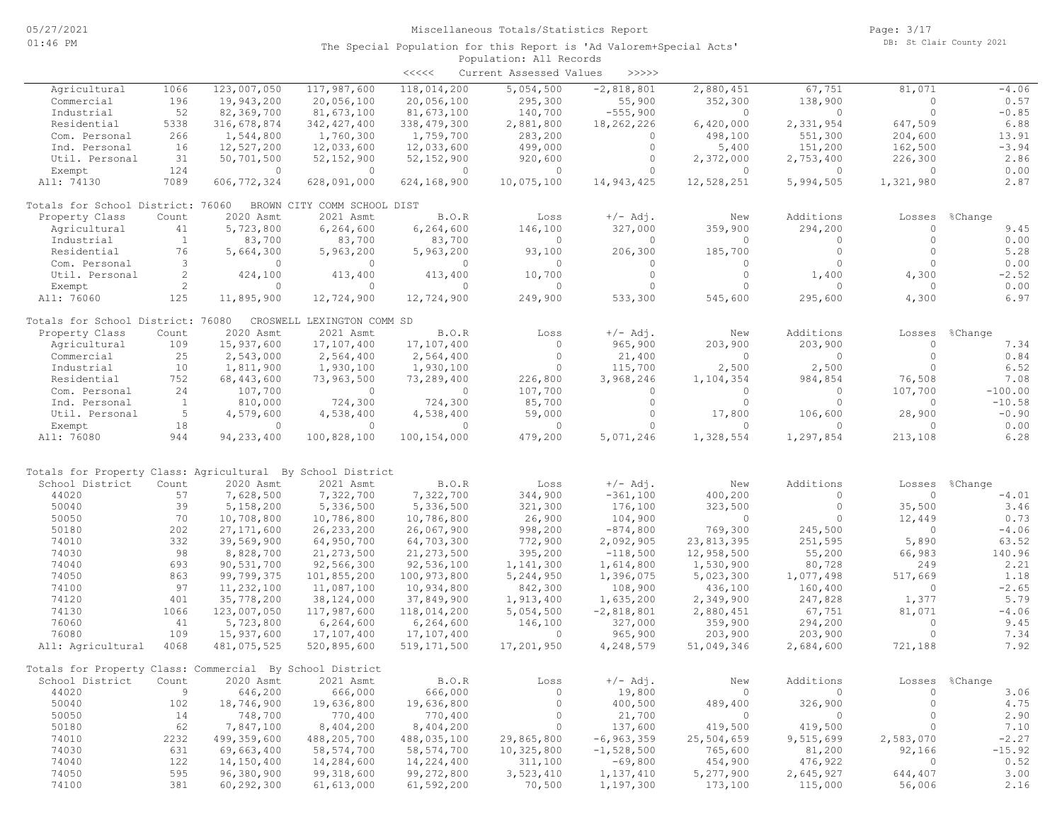Miscellaneous Totals/Statistics Report

The Special Population for this Report is 'Ad Valorem+Special Acts'

Population: All Records

<<<<< Current Assessed Values >>>>>

| Property Class | Count | 2020 Asmt | 2021 Asmt | B.O.R | Loss | +/- Adj. | New | Additions | Losses | %Change |
|---|---|---|---|---|---|---|---|---|---|---|
| Agricultural | 1066 | 123,007,050 | 117,987,600 | 118,014,200 | 5,054,500 | -2,818,801 | 2,880,451 | 67,751 | 81,071 | -4.06 |
| Commercial | 196 | 19,943,200 | 20,056,100 | 20,056,100 | 295,300 | 55,900 | 352,300 | 138,900 | 0 | 0.57 |
| Industrial | 52 | 82,369,700 | 81,673,100 | 81,673,100 | 140,700 | -555,900 | 0 | 0 | 0 | -0.85 |
| Residential | 5338 | 316,678,874 | 342,427,400 | 338,479,300 | 2,881,800 | 18,262,226 | 6,420,000 | 2,331,954 | 647,509 | 6.88 |
| Com. Personal | 266 | 1,544,800 | 1,760,300 | 1,759,700 | 283,200 | 0 | 498,100 | 551,300 | 204,600 | 13.91 |
| Ind. Personal | 16 | 12,527,200 | 12,033,600 | 12,033,600 | 499,000 | 0 | 5,400 | 151,200 | 162,500 | -3.94 |
| Util. Personal | 31 | 50,701,500 | 52,152,900 | 52,152,900 | 920,600 | 0 | 2,372,000 | 2,753,400 | 226,300 | 2.86 |
| Exempt | 124 | 0 | 0 | 0 | 0 | 0 | 0 | 0 | 0 | 0.00 |
| All: 74130 | 7089 | 606,772,324 | 628,091,000 | 624,168,900 | 10,075,100 | 14,943,425 | 12,528,251 | 5,994,505 | 1,321,980 | 2.87 |

Totals for School District: 76060 BROWN CITY COMM SCHOOL DIST

| Property Class | Count | 2020 Asmt | 2021 Asmt | B.O.R | Loss | +/- Adj. | New | Additions | Losses | %Change |
|---|---|---|---|---|---|---|---|---|---|---|
| Agricultural | 41 | 5,723,800 | 6,264,600 | 6,264,600 | 146,100 | 327,000 | 359,900 | 294,200 | 0 | 9.45 |
| Industrial | 1 | 83,700 | 83,700 | 83,700 | 0 | 0 | 0 | 0 | 0 | 0.00 |
| Residential | 76 | 5,664,300 | 5,963,200 | 5,963,200 | 93,100 | 206,300 | 185,700 | 0 | 0 | 5.28 |
| Com. Personal | 3 | 0 | 0 | 0 | 0 | 0 | 0 | 0 | 0 | 0.00 |
| Util. Personal | 2 | 424,100 | 413,400 | 413,400 | 10,700 | 0 | 0 | 1,400 | 4,300 | -2.52 |
| Exempt | 2 | 0 | 0 | 0 | 0 | 0 | 0 | 0 | 0 | 0.00 |
| All: 76060 | 125 | 11,895,900 | 12,724,900 | 12,724,900 | 249,900 | 533,300 | 545,600 | 295,600 | 4,300 | 6.97 |

Totals for School District: 76080 CROSWELL LEXINGTON COMM SD

| Property Class | Count | 2020 Asmt | 2021 Asmt | B.O.R | Loss | +/- Adj. | New | Additions | Losses | %Change |
|---|---|---|---|---|---|---|---|---|---|---|
| Agricultural | 109 | 15,937,600 | 17,107,400 | 17,107,400 | 0 | 965,900 | 203,900 | 203,900 | 0 | 7.34 |
| Commercial | 25 | 2,543,000 | 2,564,400 | 2,564,400 | 0 | 21,400 | 0 | 0 | 0 | 0.84 |
| Industrial | 10 | 1,811,900 | 1,930,100 | 1,930,100 | 0 | 115,700 | 2,500 | 2,500 | 0 | 6.52 |
| Residential | 752 | 68,443,600 | 73,963,500 | 73,289,400 | 226,800 | 3,968,246 | 1,104,354 | 984,854 | 76,508 | 7.08 |
| Com. Personal | 24 | 107,700 | 0 | 0 | 107,700 | 0 | 0 | 0 | 107,700 | -100.00 |
| Ind. Personal | 1 | 810,000 | 724,300 | 724,300 | 85,700 | 0 | 0 | 0 | 0 | -10.58 |
| Util. Personal | 5 | 4,579,600 | 4,538,400 | 4,538,400 | 59,000 | 0 | 17,800 | 106,600 | 28,900 | -0.90 |
| Exempt | 18 | 0 | 0 | 0 | 0 | 0 | 0 | 0 | 0 | 0.00 |
| All: 76080 | 944 | 94,233,400 | 100,828,100 | 100,154,000 | 479,200 | 5,071,246 | 1,328,554 | 1,297,854 | 213,108 | 6.28 |

Totals for Property Class: Agricultural By School District

| School District | Count | 2020 Asmt | 2021 Asmt | B.O.R | Loss | +/- Adj. | New | Additions | Losses | %Change |
|---|---|---|---|---|---|---|---|---|---|---|
| 44020 | 57 | 7,628,500 | 7,322,700 | 7,322,700 | 344,900 | -361,100 | 400,200 | 0 | 0 | -4.01 |
| 50040 | 39 | 5,158,200 | 5,336,500 | 5,336,500 | 321,300 | 176,100 | 323,500 | 0 | 35,500 | 3.46 |
| 50050 | 70 | 10,708,800 | 10,786,800 | 10,786,800 | 26,900 | 104,900 | 0 | 0 | 12,449 | 0.73 |
| 50180 | 202 | 27,171,600 | 26,233,200 | 26,067,900 | 998,200 | -874,800 | 769,300 | 245,500 | 0 | -4.06 |
| 74010 | 332 | 39,569,900 | 64,950,700 | 64,703,300 | 772,900 | 2,092,905 | 23,813,395 | 251,595 | 5,890 | 63.52 |
| 74030 | 98 | 8,828,700 | 21,273,500 | 21,273,500 | 395,200 | -118,500 | 12,958,500 | 55,200 | 66,983 | 140.96 |
| 74040 | 693 | 90,531,700 | 92,566,300 | 92,536,100 | 1,141,300 | 1,614,800 | 1,530,900 | 80,728 | 249 | 2.21 |
| 74050 | 863 | 99,799,375 | 101,855,200 | 100,973,800 | 5,244,950 | 1,396,075 | 5,023,300 | 1,077,498 | 517,669 | 1.18 |
| 74100 | 97 | 11,232,100 | 11,087,100 | 10,934,800 | 842,300 | 108,900 | 436,100 | 160,400 | 0 | -2.65 |
| 74120 | 401 | 35,778,200 | 38,124,000 | 37,849,900 | 1,913,400 | 1,635,200 | 2,349,900 | 247,828 | 1,377 | 5.79 |
| 74130 | 1066 | 123,007,050 | 117,987,600 | 118,014,200 | 5,054,500 | -2,818,801 | 2,880,451 | 67,751 | 81,071 | -4.06 |
| 76060 | 41 | 5,723,800 | 6,264,600 | 6,264,600 | 146,100 | 327,000 | 359,900 | 294,200 | 0 | 9.45 |
| 76080 | 109 | 15,937,600 | 17,107,400 | 17,107,400 | 0 | 965,900 | 203,900 | 203,900 | 0 | 7.34 |
| All: Agricultural | 4068 | 481,075,525 | 520,895,600 | 519,171,500 | 17,201,950 | 4,248,579 | 51,049,346 | 2,684,600 | 721,188 | 7.92 |

Totals for Property Class: Commercial By School District

| School District | Count | 2020 Asmt | 2021 Asmt | B.O.R | Loss | +/- Adj. | New | Additions | Losses | %Change |
|---|---|---|---|---|---|---|---|---|---|---|
| 44020 | 9 | 646,200 | 666,000 | 666,000 | 0 | 19,800 | 0 | 0 | 0 | 3.06 |
| 50040 | 102 | 18,746,900 | 19,636,800 | 19,636,800 | 0 | 400,500 | 489,400 | 326,900 | 0 | 4.75 |
| 50050 | 14 | 748,700 | 770,400 | 770,400 | 0 | 21,700 | 0 | 0 | 0 | 2.90 |
| 50180 | 62 | 7,847,100 | 8,404,200 | 8,404,200 | 0 | 137,600 | 419,500 | 419,500 | 0 | 7.10 |
| 74010 | 2232 | 499,359,600 | 488,205,700 | 488,035,100 | 29,865,800 | -6,963,359 | 25,504,659 | 9,515,699 | 2,583,070 | -2.27 |
| 74030 | 631 | 69,663,400 | 58,574,700 | 58,574,700 | 10,325,800 | -1,528,500 | 765,600 | 81,200 | 92,166 | -15.92 |
| 74040 | 122 | 14,150,400 | 14,284,600 | 14,224,400 | 311,100 | -69,800 | 454,900 | 476,922 | 0 | 0.52 |
| 74050 | 595 | 96,380,900 | 99,318,600 | 99,272,800 | 3,523,410 | 1,137,410 | 5,277,900 | 2,645,927 | 644,407 | 3.00 |
| 74100 | 381 | 60,292,300 | 61,613,000 | 61,592,200 | 70,500 | 1,197,300 | 173,100 | 115,000 | 56,006 | 2.16 |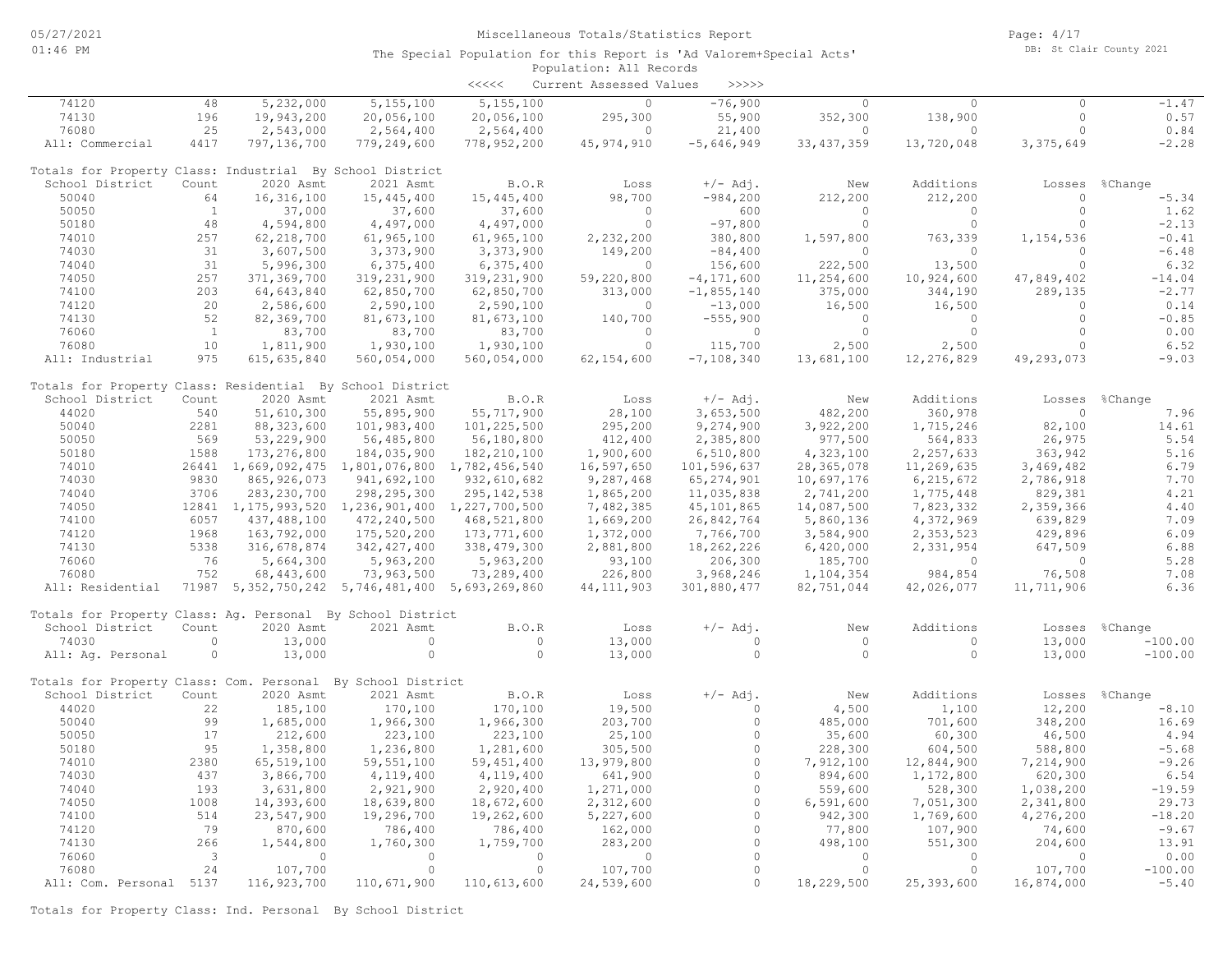Miscellaneous Totals/Statistics Report

The Special Population for this Report is 'Ad Valorem+Special Acts'

Population: All Records

<<<<< Current Assessed Values >>>>>

| School District | Count | 2020 Asmt | 2021 Asmt | B.O.R | Loss | +/- Adj. | New | Additions | Losses | %Change |
|---|---|---|---|---|---|---|---|---|---|---|
| 74120 | 48 | 5,232,000 | 5,155,100 | 5,155,100 | 0 | -76,900 | 0 | 0 | 0 | -1.47 |
| 74130 | 196 | 19,943,200 | 20,056,100 | 20,056,100 | 295,300 | 55,900 | 352,300 | 138,900 | 0 | 0.57 |
| 76080 | 25 | 2,543,000 | 2,564,400 | 2,564,400 | 0 | 21,400 | 0 | 0 | 0 | 0.84 |
| All: Commercial | 4417 | 797,136,700 | 779,249,600 | 778,952,200 | 45,974,910 | -5,646,949 | 33,437,359 | 13,720,048 | 3,375,649 | -2.28 |

Totals for Property Class: Industrial By School District

| School District | Count | 2020 Asmt | 2021 Asmt | B.O.R | Loss | +/- Adj. | New | Additions | Losses | %Change |
|---|---|---|---|---|---|---|---|---|---|---|
| 50040 | 64 | 16,316,100 | 15,445,400 | 15,445,400 | 98,700 | -984,200 | 212,200 | 212,200 | 0 | -5.34 |
| 50050 | 1 | 37,000 | 37,600 | 37,600 | 0 | 600 | 0 | 0 | 0 | 1.62 |
| 50180 | 48 | 4,594,800 | 4,497,000 | 4,497,000 | 0 | -97,800 | 0 | 0 | 0 | -2.13 |
| 74010 | 257 | 62,218,700 | 61,965,100 | 61,965,100 | 2,232,200 | 380,800 | 1,597,800 | 763,339 | 1,154,536 | -0.41 |
| 74030 | 31 | 3,607,500 | 3,373,900 | 3,373,900 | 149,200 | -84,400 | 0 | 0 | 0 | -6.48 |
| 74040 | 31 | 5,996,300 | 6,375,400 | 6,375,400 | 0 | 156,600 | 222,500 | 13,500 | 0 | 6.32 |
| 74050 | 257 | 371,369,700 | 319,231,900 | 319,231,900 | 59,220,800 | -4,171,600 | 11,254,600 | 10,924,600 | 47,849,402 | -14.04 |
| 74100 | 203 | 64,643,840 | 62,850,700 | 62,850,700 | 313,000 | -1,855,140 | 375,000 | 344,190 | 289,135 | -2.77 |
| 74120 | 20 | 2,586,600 | 2,590,100 | 2,590,100 | 0 | -13,000 | 16,500 | 16,500 | 0 | 0.14 |
| 74130 | 52 | 82,369,700 | 81,673,100 | 81,673,100 | 140,700 | -555,900 | 0 | 0 | 0 | -0.85 |
| 76060 | 1 | 83,700 | 83,700 | 83,700 | 0 | 0 | 0 | 0 | 0 | 0.00 |
| 76080 | 10 | 1,811,900 | 1,930,100 | 1,930,100 | 0 | 115,700 | 2,500 | 2,500 | 0 | 6.52 |
| All: Industrial | 975 | 615,635,840 | 560,054,000 | 560,054,000 | 62,154,600 | -7,108,340 | 13,681,100 | 12,276,829 | 49,293,073 | -9.03 |

Totals for Property Class: Residential By School District

| School District | Count | 2020 Asmt | 2021 Asmt | B.O.R | Loss | +/- Adj. | New | Additions | Losses | %Change |
|---|---|---|---|---|---|---|---|---|---|---|
| 44020 | 540 | 51,610,300 | 55,895,900 | 55,717,900 | 28,100 | 3,653,500 | 482,200 | 360,978 | 0 | 7.96 |
| 50040 | 2281 | 88,323,600 | 101,983,400 | 101,225,500 | 295,200 | 9,274,900 | 3,922,200 | 1,715,246 | 82,100 | 14.61 |
| 50050 | 569 | 53,229,900 | 56,485,800 | 56,180,800 | 412,400 | 2,385,800 | 977,500 | 564,833 | 26,975 | 5.54 |
| 50180 | 1588 | 173,276,800 | 184,035,900 | 182,210,100 | 1,900,600 | 6,510,800 | 4,323,100 | 2,257,633 | 363,942 | 5.16 |
| 74010 | 26441 | 1,669,092,475 | 1,801,076,800 | 1,782,456,540 | 16,597,650 | 101,596,637 | 28,365,078 | 11,269,635 | 3,469,482 | 6.79 |
| 74030 | 9830 | 865,926,073 | 941,692,100 | 932,610,682 | 9,287,468 | 65,274,901 | 10,697,176 | 6,215,672 | 2,786,918 | 7.70 |
| 74040 | 3706 | 283,230,700 | 298,295,300 | 295,142,538 | 1,865,200 | 11,035,838 | 2,741,200 | 1,775,448 | 829,381 | 4.21 |
| 74050 | 12841 | 1,175,993,520 | 1,236,901,400 | 1,227,700,500 | 7,482,385 | 45,101,865 | 14,087,500 | 7,823,332 | 2,359,366 | 4.40 |
| 74100 | 6057 | 437,488,100 | 472,240,500 | 468,521,800 | 1,669,200 | 26,842,764 | 5,860,136 | 4,372,969 | 639,829 | 7.09 |
| 74120 | 1968 | 163,792,000 | 175,520,200 | 173,771,600 | 1,372,000 | 7,766,700 | 3,584,900 | 2,353,523 | 429,896 | 6.09 |
| 74130 | 5338 | 316,678,874 | 342,427,400 | 338,479,300 | 2,881,800 | 18,262,226 | 6,420,000 | 2,331,954 | 647,509 | 6.88 |
| 76060 | 76 | 5,664,300 | 5,963,200 | 5,963,200 | 93,100 | 206,300 | 185,700 | 0 | 0 | 5.28 |
| 76080 | 752 | 68,443,600 | 73,963,500 | 73,289,400 | 226,800 | 3,968,246 | 1,104,354 | 984,854 | 76,508 | 7.08 |
| All: Residential | 71987 | 5,352,750,242 | 5,746,481,400 | 5,693,269,860 | 44,111,903 | 301,880,477 | 82,751,044 | 42,026,077 | 11,711,906 | 6.36 |

Totals for Property Class: Ag. Personal By School District

| School District | Count | 2020 Asmt | 2021 Asmt | B.O.R | Loss | +/- Adj. | New | Additions | Losses | %Change |
|---|---|---|---|---|---|---|---|---|---|---|
| 74030 | 0 | 13,000 | 0 | 0 | 13,000 | 0 | 0 | 0 | 13,000 | -100.00 |
| All: Ag. Personal | 0 | 13,000 | 0 | 0 | 13,000 | 0 | 0 | 0 | 13,000 | -100.00 |

Totals for Property Class: Com. Personal By School District

| School District | Count | 2020 Asmt | 2021 Asmt | B.O.R | Loss | +/- Adj. | New | Additions | Losses | %Change |
|---|---|---|---|---|---|---|---|---|---|---|
| 44020 | 22 | 185,100 | 170,100 | 170,100 | 19,500 | 0 | 4,500 | 1,100 | 12,200 | -8.10 |
| 50040 | 99 | 1,685,000 | 1,966,300 | 1,966,300 | 203,700 | 0 | 485,000 | 701,600 | 348,200 | 16.69 |
| 50050 | 17 | 212,600 | 223,100 | 223,100 | 25,100 | 0 | 35,600 | 60,300 | 46,500 | 4.94 |
| 50180 | 95 | 1,358,800 | 1,236,800 | 1,281,600 | 305,500 | 0 | 228,300 | 604,500 | 588,800 | -5.68 |
| 74010 | 2380 | 65,519,100 | 59,551,100 | 59,451,400 | 13,979,800 | 0 | 7,912,100 | 12,844,900 | 7,214,900 | -9.26 |
| 74030 | 437 | 3,866,700 | 4,119,400 | 4,119,400 | 641,900 | 0 | 894,600 | 1,172,800 | 620,300 | 6.54 |
| 74040 | 193 | 3,631,800 | 2,921,900 | 2,920,400 | 1,271,000 | 0 | 559,600 | 528,300 | 1,038,200 | -19.59 |
| 74050 | 1008 | 14,393,600 | 18,639,800 | 18,672,600 | 2,312,600 | 0 | 6,591,600 | 7,051,300 | 2,341,800 | 29.73 |
| 74100 | 514 | 23,547,900 | 19,296,700 | 19,262,600 | 5,227,600 | 0 | 942,300 | 1,769,600 | 4,276,200 | -18.20 |
| 74120 | 79 | 870,600 | 786,400 | 786,400 | 162,000 | 0 | 77,800 | 107,900 | 74,600 | -9.67 |
| 74130 | 266 | 1,544,800 | 1,760,300 | 1,759,700 | 283,200 | 0 | 498,100 | 551,300 | 204,600 | 13.91 |
| 76060 | 3 | 0 | 0 | 0 | 0 | 0 | 0 | 0 | 0 | 0.00 |
| 76080 | 24 | 107,700 | 0 | 0 | 107,700 | 0 | 0 | 0 | 107,700 | -100.00 |
| All: Com. Personal | 5137 | 116,923,700 | 110,671,900 | 110,613,600 | 24,539,600 | 0 | 18,229,500 | 25,393,600 | 16,874,000 | -5.40 |

Totals for Property Class: Ind. Personal By School District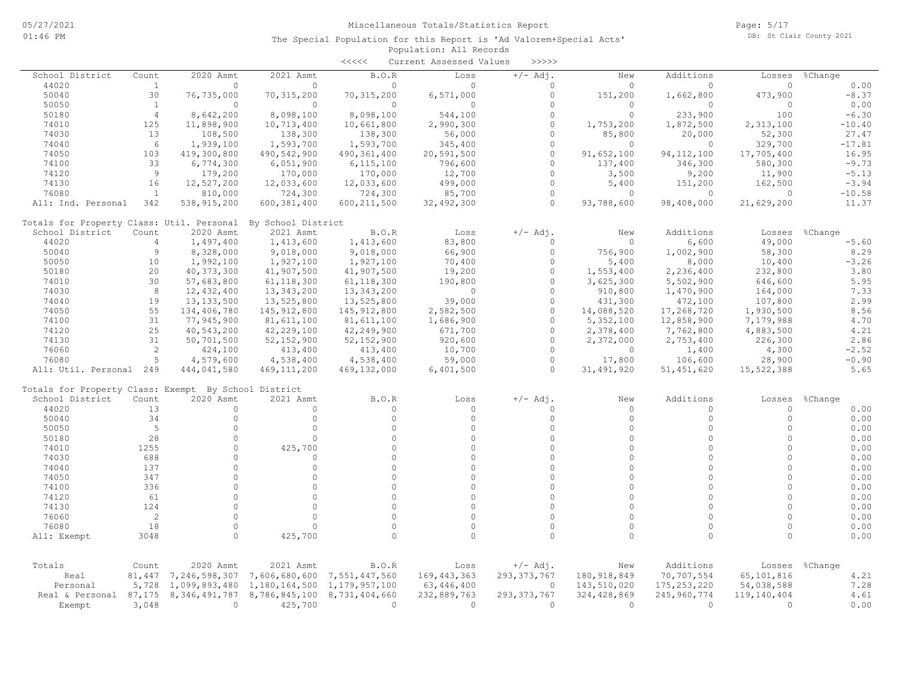Miscellaneous Totals/Statistics Report

The Special Population for this Report is 'Ad Valorem+Special Acts'

Population: All Records

<<<<< Current Assessed Values >>>>>

| School District | Count | 2020 Asmt | 2021 Asmt | B.O.R | Loss | +/- Adj. | New | Additions | Losses | %Change |
|---|---|---|---|---|---|---|---|---|---|---|
| 44020 | 1 | 0 | 0 | 0 | 0 | 0 | 0 | 0 | 0 | 0.00 |
| 50040 | 30 | 76,735,000 | 70,315,200 | 70,315,200 | 6,571,000 | 0 | 151,200 | 1,662,800 | 473,900 | -8.37 |
| 50050 | 1 | 0 | 0 | 0 | 0 | 0 | 0 | 0 | 0 | 0.00 |
| 50180 | 4 | 8,642,200 | 8,098,100 | 8,098,100 | 544,100 | 0 | 0 | 233,900 | 100 | -6.30 |
| 74010 | 125 | 11,898,900 | 10,713,400 | 10,661,800 | 2,990,300 | 0 | 1,753,200 | 1,872,500 | 2,313,100 | -10.40 |
| 74030 | 13 | 108,500 | 138,300 | 138,300 | 56,000 | 0 | 85,800 | 20,000 | 52,300 | 27.47 |
| 74040 | 6 | 1,939,100 | 1,593,700 | 1,593,700 | 345,400 | 0 | 0 | 0 | 329,700 | -17.81 |
| 74050 | 103 | 419,300,800 | 490,542,900 | 490,361,400 | 20,591,500 | 0 | 91,652,100 | 94,112,100 | 17,705,400 | 16.95 |
| 74100 | 33 | 6,774,300 | 6,051,900 | 6,115,100 | 796,600 | 0 | 137,400 | 346,300 | 580,300 | -9.73 |
| 74120 | 9 | 179,200 | 170,000 | 170,000 | 12,700 | 0 | 3,500 | 9,200 | 11,900 | -5.13 |
| 74130 | 16 | 12,527,200 | 12,033,600 | 12,033,600 | 499,000 | 0 | 5,400 | 151,200 | 162,500 | -3.94 |
| 76080 | 1 | 810,000 | 724,300 | 724,300 | 85,700 | 0 | 0 | 0 | 0 | -10.58 |
| All: Ind. Personal | 342 | 538,915,200 | 600,381,400 | 600,211,500 | 32,492,300 | 0 | 93,788,600 | 98,408,000 | 21,629,200 | 11.37 |

Totals for Property Class: Util. Personal By School District

| School District | Count | 2020 Asmt | 2021 Asmt | B.O.R | Loss | +/- Adj. | New | Additions | Losses | %Change |
|---|---|---|---|---|---|---|---|---|---|---|
| 44020 | 4 | 1,497,400 | 1,413,600 | 1,413,600 | 83,800 | 0 | 0 | 6,600 | 49,000 | -5.60 |
| 50040 | 9 | 8,328,000 | 9,018,000 | 9,018,000 | 66,900 | 0 | 756,900 | 1,002,900 | 58,300 | 8.29 |
| 50050 | 10 | 1,992,100 | 1,927,100 | 1,927,100 | 70,400 | 0 | 5,400 | 8,000 | 10,400 | -3.26 |
| 50180 | 20 | 40,373,300 | 41,907,500 | 41,907,500 | 19,200 | 0 | 1,553,400 | 2,236,400 | 232,800 | 3.80 |
| 74010 | 30 | 57,683,800 | 61,118,300 | 61,118,300 | 190,800 | 0 | 3,625,300 | 5,502,900 | 646,600 | 5.95 |
| 74030 | 8 | 12,432,400 | 13,343,200 | 13,343,200 | 0 | 0 | 910,800 | 1,470,900 | 164,000 | 7.33 |
| 74040 | 19 | 13,133,500 | 13,525,800 | 13,525,800 | 39,000 | 0 | 431,300 | 472,100 | 107,800 | 2.99 |
| 74050 | 55 | 134,406,780 | 145,912,800 | 145,912,800 | 2,582,500 | 0 | 14,088,520 | 17,268,720 | 1,930,500 | 8.56 |
| 74100 | 31 | 77,945,900 | 81,611,100 | 81,611,100 | 1,686,900 | 0 | 5,352,100 | 12,858,900 | 7,179,988 | 4.70 |
| 74120 | 25 | 40,543,200 | 42,229,100 | 42,249,900 | 671,700 | 0 | 2,378,400 | 7,762,800 | 4,883,500 | 4.21 |
| 74130 | 31 | 50,701,500 | 52,152,900 | 52,152,900 | 920,600 | 0 | 2,372,000 | 2,753,400 | 226,300 | 2.86 |
| 76060 | 2 | 424,100 | 413,400 | 413,400 | 10,700 | 0 | 0 | 1,400 | 4,300 | -2.52 |
| 76080 | 5 | 4,579,600 | 4,538,400 | 4,538,400 | 59,000 | 0 | 17,800 | 106,600 | 28,900 | -0.90 |
| All: Util. Personal | 249 | 444,041,580 | 469,111,200 | 469,132,000 | 6,401,500 | 0 | 31,491,920 | 51,451,620 | 15,522,388 | 5.65 |

Totals for Property Class: Exempt By School District

| School District | Count | 2020 Asmt | 2021 Asmt | B.O.R | Loss | +/- Adj. | New | Additions | Losses | %Change |
|---|---|---|---|---|---|---|---|---|---|---|
| 44020 | 13 | 0 | 0 | 0 | 0 | 0 | 0 | 0 | 0 | 0.00 |
| 50040 | 34 | 0 | 0 | 0 | 0 | 0 | 0 | 0 | 0 | 0.00 |
| 50050 | 5 | 0 | 0 | 0 | 0 | 0 | 0 | 0 | 0 | 0.00 |
| 50180 | 28 | 0 | 0 | 0 | 0 | 0 | 0 | 0 | 0 | 0.00 |
| 74010 | 1255 | 0 | 425,700 | 0 | 0 | 0 | 0 | 0 | 0 | 0.00 |
| 74030 | 688 | 0 | 0 | 0 | 0 | 0 | 0 | 0 | 0 | 0.00 |
| 74040 | 137 | 0 | 0 | 0 | 0 | 0 | 0 | 0 | 0 | 0.00 |
| 74050 | 347 | 0 | 0 | 0 | 0 | 0 | 0 | 0 | 0 | 0.00 |
| 74100 | 336 | 0 | 0 | 0 | 0 | 0 | 0 | 0 | 0 | 0.00 |
| 74120 | 61 | 0 | 0 | 0 | 0 | 0 | 0 | 0 | 0 | 0.00 |
| 74130 | 124 | 0 | 0 | 0 | 0 | 0 | 0 | 0 | 0 | 0.00 |
| 76060 | 2 | 0 | 0 | 0 | 0 | 0 | 0 | 0 | 0 | 0.00 |
| 76080 | 18 | 0 | 0 | 0 | 0 | 0 | 0 | 0 | 0 | 0.00 |
| All: Exempt | 3048 | 0 | 425,700 | 0 | 0 | 0 | 0 | 0 | 0 | 0.00 |

| Totals | Count | 2020 Asmt | 2021 Asmt | B.O.R | Loss | +/- Adj. | New | Additions | Losses | %Change |
|---|---|---|---|---|---|---|---|---|---|---|
| Real | 81,447 | 7,246,598,307 | 7,606,680,600 | 7,551,447,560 | 169,443,363 | 293,373,767 | 180,918,849 | 70,707,554 | 65,101,816 | 4.21 |
| Personal | 5,728 | 1,099,893,480 | 1,180,164,500 | 1,179,957,100 | 63,446,400 | 0 | 143,510,020 | 175,253,220 | 54,038,588 | 7.28 |
| Real & Personal | 87,175 | 8,346,491,787 | 8,786,845,100 | 8,731,404,660 | 232,889,763 | 293,373,767 | 324,428,869 | 245,960,774 | 119,140,404 | 4.61 |
| Exempt | 3,048 | 0 | 425,700 | 0 | 0 | 0 | 0 | 0 | 0 | 0.00 |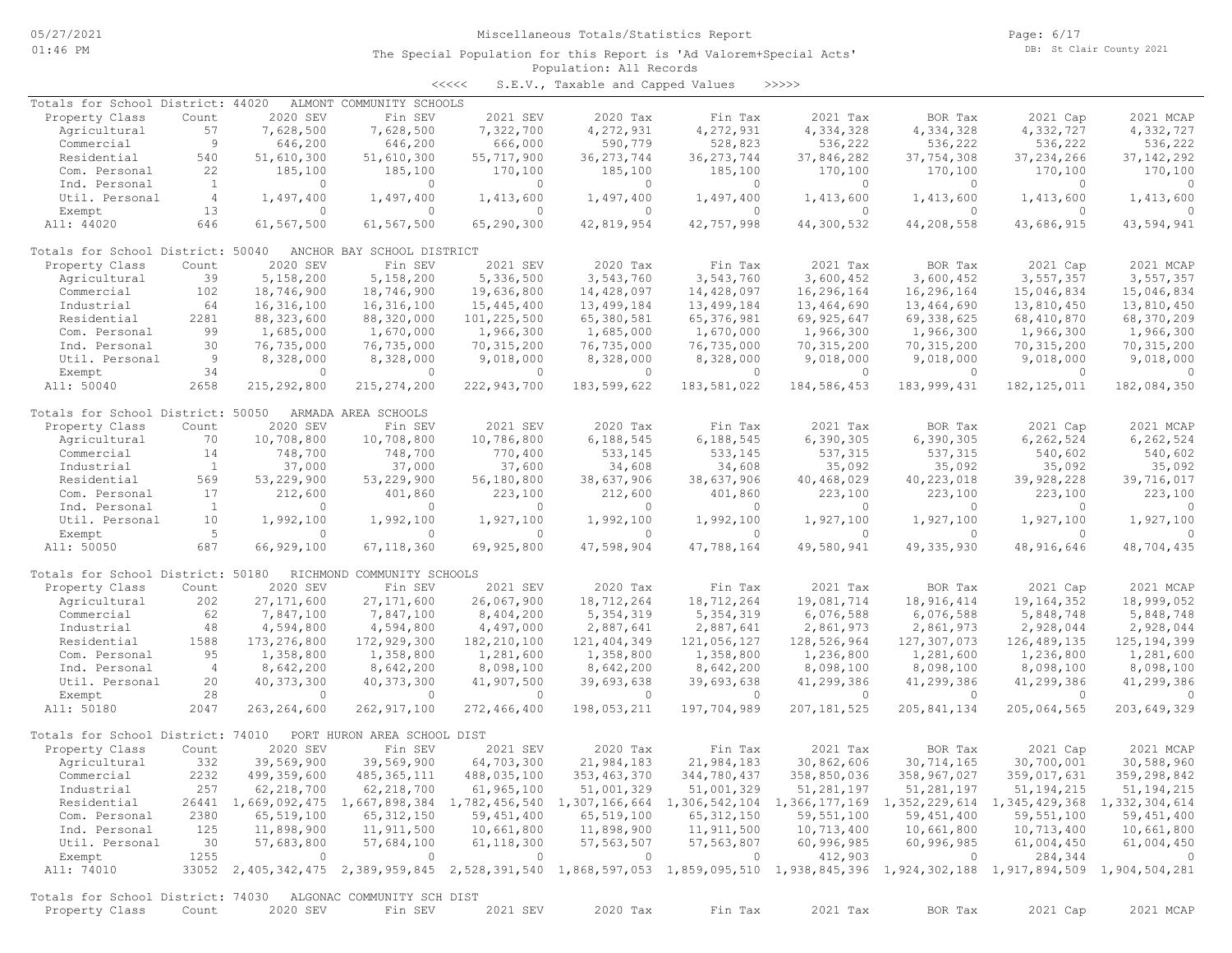Miscellaneous Totals/Statistics Report

The Special Population for this Report is 'Ad Valorem+Special Acts'

Population: All Records

<<<<< S.E.V., Taxable and Capped Values >>>>>

## Totals for School District: 44020 ALMONT COMMUNITY SCHOOLS

| Property Class | Count | 2020 SEV | Fin SEV | 2021 SEV | 2020 Tax | Fin Tax | 2021 Tax | BOR Tax | 2021 Cap | 2021 MCAP |
|---|---|---|---|---|---|---|---|---|---|---|
| Agricultural | 57 | 7,628,500 | 7,628,500 | 7,322,700 | 4,272,931 | 4,272,931 | 4,334,328 | 4,334,328 | 4,332,727 | 4,332,727 |
| Commercial | 9 | 646,200 | 646,200 | 666,000 | 590,779 | 528,823 | 536,222 | 536,222 | 536,222 | 536,222 |
| Residential | 540 | 51,610,300 | 51,610,300 | 55,717,900 | 36,273,744 | 36,273,744 | 37,846,282 | 37,754,308 | 37,234,266 | 37,142,292 |
| Com. Personal | 22 | 185,100 | 185,100 | 170,100 | 185,100 | 185,100 | 170,100 | 170,100 | 170,100 | 170,100 |
| Ind. Personal | 1 | 0 | 0 | 0 | 0 | 0 | 0 | 0 | 0 | 0 |
| Util. Personal | 4 | 1,497,400 | 1,497,400 | 1,413,600 | 1,497,400 | 1,497,400 | 1,413,600 | 1,413,600 | 1,413,600 | 1,413,600 |
| Exempt | 13 | 0 | 0 | 0 | 0 | 0 | 0 | 0 | 0 | 0 |
| All: 44020 | 646 | 61,567,500 | 61,567,500 | 65,290,300 | 42,819,954 | 42,757,998 | 44,300,532 | 44,208,558 | 43,686,915 | 43,594,941 |

## Totals for School District: 50040 ANCHOR BAY SCHOOL DISTRICT

| Property Class | Count | 2020 SEV | Fin SEV | 2021 SEV | 2020 Tax | Fin Tax | 2021 Tax | BOR Tax | 2021 Cap | 2021 MCAP |
|---|---|---|---|---|---|---|---|---|---|---|
| Agricultural | 39 | 5,158,200 | 5,158,200 | 5,336,500 | 3,543,760 | 3,543,760 | 3,600,452 | 3,600,452 | 3,557,357 | 3,557,357 |
| Commercial | 102 | 18,746,900 | 18,746,900 | 19,636,800 | 14,428,097 | 14,428,097 | 16,296,164 | 16,296,164 | 15,046,834 | 15,046,834 |
| Industrial | 64 | 16,316,100 | 16,316,100 | 15,445,400 | 13,499,184 | 13,499,184 | 13,464,690 | 13,464,690 | 13,810,450 | 13,810,450 |
| Residential | 2281 | 88,323,600 | 88,320,000 | 101,225,500 | 65,380,581 | 65,376,981 | 69,925,647 | 69,338,625 | 68,410,870 | 68,370,209 |
| Com. Personal | 99 | 1,685,000 | 1,670,000 | 1,966,300 | 1,685,000 | 1,670,000 | 1,966,300 | 1,966,300 | 1,966,300 | 1,966,300 |
| Ind. Personal | 30 | 76,735,000 | 76,735,000 | 70,315,200 | 76,735,000 | 76,735,000 | 70,315,200 | 70,315,200 | 70,315,200 | 70,315,200 |
| Util. Personal | 9 | 8,328,000 | 8,328,000 | 9,018,000 | 8,328,000 | 8,328,000 | 9,018,000 | 9,018,000 | 9,018,000 | 9,018,000 |
| Exempt | 34 | 0 | 0 | 0 | 0 | 0 | 0 | 0 | 0 | 0 |
| All: 50040 | 2658 | 215,292,800 | 215,274,200 | 222,943,700 | 183,599,622 | 183,581,022 | 184,586,453 | 183,999,431 | 182,125,011 | 182,084,350 |

## Totals for School District: 50050 ARMADA AREA SCHOOLS

| Property Class | Count | 2020 SEV | Fin SEV | 2021 SEV | 2020 Tax | Fin Tax | 2021 Tax | BOR Tax | 2021 Cap | 2021 MCAP |
|---|---|---|---|---|---|---|---|---|---|---|
| Agricultural | 70 | 10,708,800 | 10,708,800 | 10,786,800 | 6,188,545 | 6,188,545 | 6,390,305 | 6,390,305 | 6,262,524 | 6,262,524 |
| Commercial | 14 | 748,700 | 748,700 | 770,400 | 533,145 | 533,145 | 537,315 | 537,315 | 540,602 | 540,602 |
| Industrial | 1 | 37,000 | 37,000 | 37,600 | 34,608 | 34,608 | 35,092 | 35,092 | 35,092 | 35,092 |
| Residential | 569 | 53,229,900 | 53,229,900 | 56,180,800 | 38,637,906 | 38,637,906 | 40,468,029 | 40,223,018 | 39,928,228 | 39,716,017 |
| Com. Personal | 17 | 212,600 | 401,860 | 223,100 | 212,600 | 401,860 | 223,100 | 223,100 | 223,100 | 223,100 |
| Ind. Personal | 1 | 0 | 0 | 0 | 0 | 0 | 0 | 0 | 0 | 0 |
| Util. Personal | 10 | 1,992,100 | 1,992,100 | 1,927,100 | 1,992,100 | 1,992,100 | 1,927,100 | 1,927,100 | 1,927,100 | 1,927,100 |
| Exempt | 5 | 0 | 0 | 0 | 0 | 0 | 0 | 0 | 0 | 0 |
| All: 50050 | 687 | 66,929,100 | 67,118,360 | 69,925,800 | 47,598,904 | 47,788,164 | 49,580,941 | 49,335,930 | 48,916,646 | 48,704,435 |

## Totals for School District: 50180 RICHMOND COMMUNITY SCHOOLS

| Property Class | Count | 2020 SEV | Fin SEV | 2021 SEV | 2020 Tax | Fin Tax | 2021 Tax | BOR Tax | 2021 Cap | 2021 MCAP |
|---|---|---|---|---|---|---|---|---|---|---|
| Agricultural | 202 | 27,171,600 | 27,171,600 | 26,067,900 | 18,712,264 | 18,712,264 | 19,081,714 | 18,916,414 | 19,164,352 | 18,999,052 |
| Commercial | 62 | 7,847,100 | 7,847,100 | 8,404,200 | 5,354,319 | 5,354,319 | 6,076,588 | 6,076,588 | 5,848,748 | 5,848,748 |
| Industrial | 48 | 4,594,800 | 4,594,800 | 4,497,000 | 2,887,641 | 2,887,641 | 2,861,973 | 2,861,973 | 2,928,044 | 2,928,044 |
| Residential | 1588 | 173,276,800 | 172,929,300 | 182,210,100 | 121,404,349 | 121,056,127 | 128,526,964 | 127,307,073 | 126,489,135 | 125,194,399 |
| Com. Personal | 95 | 1,358,800 | 1,358,800 | 1,281,600 | 1,358,800 | 1,358,800 | 1,236,800 | 1,281,600 | 1,236,800 | 1,281,600 |
| Ind. Personal | 4 | 8,642,200 | 8,642,200 | 8,098,100 | 8,642,200 | 8,642,200 | 8,098,100 | 8,098,100 | 8,098,100 | 8,098,100 |
| Util. Personal | 20 | 40,373,300 | 40,373,300 | 41,907,500 | 39,693,638 | 39,693,638 | 41,299,386 | 41,299,386 | 41,299,386 | 41,299,386 |
| Exempt | 28 | 0 | 0 | 0 | 0 | 0 | 0 | 0 | 0 | 0 |
| All: 50180 | 2047 | 263,264,600 | 262,917,100 | 272,466,400 | 198,053,211 | 197,704,989 | 207,181,525 | 205,841,134 | 205,064,565 | 203,649,329 |

## Totals for School District: 74010 PORT HURON AREA SCHOOL DIST

| Property Class | Count | 2020 SEV | Fin SEV | 2021 SEV | 2020 Tax | Fin Tax | 2021 Tax | BOR Tax | 2021 Cap | 2021 MCAP |
|---|---|---|---|---|---|---|---|---|---|---|
| Agricultural | 332 | 39,569,900 | 39,569,900 | 64,703,300 | 21,984,183 | 21,984,183 | 30,862,606 | 30,714,165 | 30,700,001 | 30,588,960 |
| Commercial | 2232 | 499,359,600 | 485,365,111 | 488,035,100 | 353,463,370 | 344,780,437 | 358,850,036 | 358,967,027 | 359,017,631 | 359,298,842 |
| Industrial | 257 | 62,218,700 | 62,218,700 | 61,965,100 | 51,001,329 | 51,001,329 | 51,281,197 | 51,281,197 | 51,194,215 | 51,194,215 |
| Residential | 26441 | 1,669,092,475 | 1,667,898,384 | 1,782,456,540 | 1,307,166,664 | 1,306,542,104 | 1,366,177,169 | 1,352,229,614 | 1,345,429,368 | 1,332,304,614 |
| Com. Personal | 2380 | 65,519,100 | 65,312,150 | 59,451,400 | 65,519,100 | 65,312,150 | 59,551,100 | 59,451,400 | 59,551,100 | 59,451,400 |
| Ind. Personal | 125 | 11,898,900 | 11,911,500 | 10,661,800 | 11,898,900 | 11,911,500 | 10,713,400 | 10,661,800 | 10,713,400 | 10,661,800 |
| Util. Personal | 30 | 57,683,800 | 57,684,100 | 61,118,300 | 57,563,507 | 57,563,807 | 60,996,985 | 60,996,985 | 61,004,450 | 61,004,450 |
| Exempt | 1255 | 0 | 0 | 0 | 0 | 0 | 412,903 | 0 | 284,344 | 0 |
| All: 74010 | 33052 | 2,405,342,475 | 2,389,959,845 | 2,528,391,540 | 1,868,597,053 | 1,859,095,510 | 1,938,845,396 | 1,924,302,188 | 1,917,894,509 | 1,904,504,281 |

## Totals for School District: 74030 ALGONAC COMMUNITY SCH DIST

| Property Class | Count | 2020 SEV | Fin SEV | 2021 SEV | 2020 Tax | Fin Tax | 2021 Tax | BOR Tax | 2021 Cap | 2021 MCAP |
|---|---|---|---|---|---|---|---|---|---|---|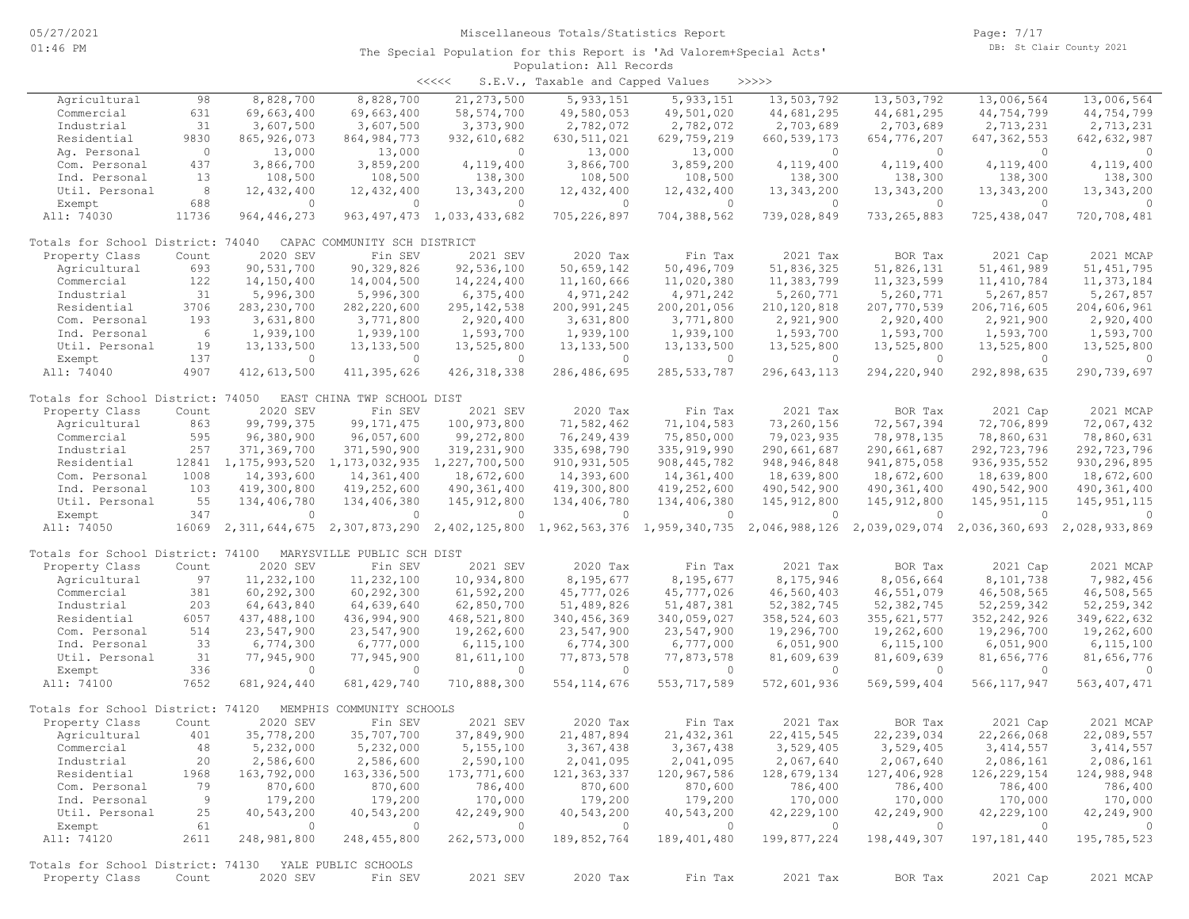# Miscellaneous Totals/Statistics Report

The Special Population for this Report is 'Ad Valorem+Special Acts'

Population: All Records

<<<<< S.E.V., Taxable and Capped Values >>>>>

| Property Class | Count | 2020 SEV | Fin SEV | 2021 SEV | 2020 Tax | Fin Tax | 2021 Tax | BOR Tax | 2021 Cap | 2021 MCAP |
|---|---|---|---|---|---|---|---|---|---|---|
| Agricultural | 98 | 8,828,700 | 8,828,700 | 21,273,500 | 5,933,151 | 5,933,151 | 13,503,792 | 13,503,792 | 13,006,564 | 13,006,564 |
| Commercial | 631 | 69,663,400 | 69,663,400 | 58,574,700 | 49,580,053 | 49,501,020 | 44,681,295 | 44,681,295 | 44,754,799 | 44,754,799 |
| Industrial | 31 | 3,607,500 | 3,607,500 | 3,373,900 | 2,782,072 | 2,782,072 | 2,703,689 | 2,703,689 | 2,713,231 | 2,713,231 |
| Residential | 9830 | 865,926,073 | 864,984,773 | 932,610,682 | 630,511,021 | 629,759,219 | 660,539,173 | 654,776,207 | 647,362,553 | 642,632,987 |
| Ag. Personal | 0 | 13,000 | 13,000 | 0 | 13,000 | 13,000 | 0 | 0 | 0 | 0 |
| Com. Personal | 437 | 3,866,700 | 3,859,200 | 4,119,400 | 3,866,700 | 3,859,200 | 4,119,400 | 4,119,400 | 4,119,400 | 4,119,400 |
| Ind. Personal | 13 | 108,500 | 108,500 | 138,300 | 108,500 | 108,500 | 138,300 | 138,300 | 138,300 | 138,300 |
| Util. Personal | 8 | 12,432,400 | 12,432,400 | 13,343,200 | 12,432,400 | 12,432,400 | 13,343,200 | 13,343,200 | 13,343,200 | 13,343,200 |
| Exempt | 688 | 0 | 0 | 0 | 0 | 0 | 0 | 0 | 0 | 0 |
| All: 74030 | 11736 | 964,446,273 | 963,497,473 | 1,033,433,682 | 705,226,897 | 704,388,562 | 739,028,849 | 733,265,883 | 725,438,047 | 720,708,481 |

## Totals for School District: 74040 CAPAC COMMUNITY SCH DISTRICT

| Property Class | Count | 2020 SEV | Fin SEV | 2021 SEV | 2020 Tax | Fin Tax | 2021 Tax | BOR Tax | 2021 Cap | 2021 MCAP |
|---|---|---|---|---|---|---|---|---|---|---|
| Agricultural | 693 | 90,531,700 | 90,329,826 | 92,536,100 | 50,659,142 | 50,496,709 | 51,836,325 | 51,826,131 | 51,461,989 | 51,451,795 |
| Commercial | 122 | 14,150,400 | 14,004,500 | 14,224,400 | 11,160,666 | 11,020,380 | 11,383,799 | 11,323,599 | 11,410,784 | 11,373,184 |
| Industrial | 31 | 5,996,300 | 5,996,300 | 6,375,400 | 4,971,242 | 4,971,242 | 5,260,771 | 5,260,771 | 5,267,857 | 5,267,857 |
| Residential | 3706 | 283,230,700 | 282,220,600 | 295,142,538 | 200,991,245 | 200,201,056 | 210,120,818 | 207,770,539 | 206,716,605 | 204,606,961 |
| Com. Personal | 193 | 3,631,800 | 3,771,800 | 2,920,400 | 3,631,800 | 3,771,800 | 2,921,900 | 2,920,400 | 2,921,900 | 2,920,400 |
| Ind. Personal | 6 | 1,939,100 | 1,939,100 | 1,593,700 | 1,939,100 | 1,939,100 | 1,593,700 | 1,593,700 | 1,593,700 | 1,593,700 |
| Util. Personal | 19 | 13,133,500 | 13,133,500 | 13,525,800 | 13,133,500 | 13,133,500 | 13,525,800 | 13,525,800 | 13,525,800 | 13,525,800 |
| Exempt | 137 | 0 | 0 | 0 | 0 | 0 | 0 | 0 | 0 | 0 |
| All: 74040 | 4907 | 412,613,500 | 411,395,626 | 426,318,338 | 286,486,695 | 285,533,787 | 296,643,113 | 294,220,940 | 292,898,635 | 290,739,697 |

## Totals for School District: 74050 EAST CHINA TWP SCHOOL DIST

| Property Class | Count | 2020 SEV | Fin SEV | 2021 SEV | 2020 Tax | Fin Tax | 2021 Tax | BOR Tax | 2021 Cap | 2021 MCAP |
|---|---|---|---|---|---|---|---|---|---|---|
| Agricultural | 863 | 99,799,375 | 99,171,475 | 100,973,800 | 71,582,462 | 71,104,583 | 73,260,156 | 72,567,394 | 72,706,899 | 72,067,432 |
| Commercial | 595 | 96,380,900 | 96,057,600 | 99,272,800 | 76,249,439 | 75,850,000 | 79,023,935 | 78,978,135 | 78,860,631 | 78,860,631 |
| Industrial | 257 | 371,369,700 | 371,590,900 | 319,231,900 | 335,698,790 | 335,919,990 | 290,661,687 | 290,661,687 | 292,723,796 | 292,723,796 |
| Residential | 12841 | 1,175,993,520 | 1,173,032,935 | 1,227,700,500 | 910,931,505 | 908,445,782 | 948,946,848 | 941,875,058 | 936,935,552 | 930,296,895 |
| Com. Personal | 1008 | 14,393,600 | 14,361,400 | 18,672,600 | 14,393,600 | 14,361,400 | 18,639,800 | 18,672,600 | 18,639,800 | 18,672,600 |
| Ind. Personal | 103 | 419,300,800 | 419,252,600 | 490,361,400 | 419,300,800 | 419,252,600 | 490,542,900 | 490,361,400 | 490,542,900 | 490,361,400 |
| Util. Personal | 55 | 134,406,780 | 134,406,380 | 145,912,800 | 134,406,780 | 134,406,380 | 145,912,800 | 145,912,800 | 145,951,115 | 145,951,115 |
| Exempt | 347 | 0 | 0 | 0 | 0 | 0 | 0 | 0 | 0 | 0 |
| All: 74050 | 16069 | 2,311,644,675 | 2,307,873,290 | 2,402,125,800 | 1,962,563,376 | 1,959,340,735 | 2,046,988,126 | 2,039,029,074 | 2,036,360,693 | 2,028,933,869 |

## Totals for School District: 74100 MARYSVILLE PUBLIC SCH DIST

| Property Class | Count | 2020 SEV | Fin SEV | 2021 SEV | 2020 Tax | Fin Tax | 2021 Tax | BOR Tax | 2021 Cap | 2021 MCAP |
|---|---|---|---|---|---|---|---|---|---|---|
| Agricultural | 97 | 11,232,100 | 11,232,100 | 10,934,800 | 8,195,677 | 8,195,677 | 8,175,946 | 8,056,664 | 8,101,738 | 7,982,456 |
| Commercial | 381 | 60,292,300 | 60,292,300 | 61,592,200 | 45,777,026 | 45,777,026 | 46,560,403 | 46,551,079 | 46,508,565 | 46,508,565 |
| Industrial | 203 | 64,643,840 | 64,639,640 | 62,850,700 | 51,489,826 | 51,487,381 | 52,382,745 | 52,382,745 | 52,259,342 | 52,259,342 |
| Residential | 6057 | 437,488,100 | 436,994,900 | 468,521,800 | 340,456,369 | 340,059,027 | 358,524,603 | 355,621,577 | 352,242,926 | 349,622,632 |
| Com. Personal | 514 | 23,547,900 | 23,547,900 | 19,262,600 | 23,547,900 | 23,547,900 | 19,296,700 | 19,262,600 | 19,296,700 | 19,262,600 |
| Ind. Personal | 33 | 6,774,300 | 6,777,000 | 6,115,100 | 6,774,300 | 6,777,000 | 6,051,900 | 6,115,100 | 6,051,900 | 6,115,100 |
| Util. Personal | 31 | 77,945,900 | 77,945,900 | 81,611,100 | 77,873,578 | 77,873,578 | 81,609,639 | 81,609,639 | 81,656,776 | 81,656,776 |
| Exempt | 336 | 0 | 0 | 0 | 0 | 0 | 0 | 0 | 0 | 0 |
| All: 74100 | 7652 | 681,924,440 | 681,429,740 | 710,888,300 | 554,114,676 | 553,717,589 | 572,601,936 | 569,599,404 | 566,117,947 | 563,407,471 |

## Totals for School District: 74120 MEMPHIS COMMUNITY SCHOOLS

| Property Class | Count | 2020 SEV | Fin SEV | 2021 SEV | 2020 Tax | Fin Tax | 2021 Tax | BOR Tax | 2021 Cap | 2021 MCAP |
|---|---|---|---|---|---|---|---|---|---|---|
| Agricultural | 401 | 35,778,200 | 35,707,700 | 37,849,900 | 21,487,894 | 21,432,361 | 22,415,545 | 22,239,034 | 22,266,068 | 22,089,557 |
| Commercial | 48 | 5,232,000 | 5,232,000 | 5,155,100 | 3,367,438 | 3,367,438 | 3,529,405 | 3,529,405 | 3,414,557 | 3,414,557 |
| Industrial | 20 | 2,586,600 | 2,586,600 | 2,590,100 | 2,041,095 | 2,041,095 | 2,067,640 | 2,067,640 | 2,086,161 | 2,086,161 |
| Residential | 1968 | 163,792,000 | 163,336,500 | 173,771,600 | 121,363,337 | 120,967,586 | 128,679,134 | 127,406,928 | 126,229,154 | 124,988,948 |
| Com. Personal | 79 | 870,600 | 870,600 | 786,400 | 870,600 | 870,600 | 786,400 | 786,400 | 786,400 | 786,400 |
| Ind. Personal | 9 | 179,200 | 179,200 | 170,000 | 179,200 | 179,200 | 170,000 | 170,000 | 170,000 | 170,000 |
| Util. Personal | 25 | 40,543,200 | 40,543,200 | 42,249,900 | 40,543,200 | 40,543,200 | 42,229,100 | 42,249,900 | 42,229,100 | 42,249,900 |
| Exempt | 61 | 0 | 0 | 0 | 0 | 0 | 0 | 0 | 0 | 0 |
| All: 74120 | 2611 | 248,981,800 | 248,455,800 | 262,573,000 | 189,852,764 | 189,401,480 | 199,877,224 | 198,449,307 | 197,181,440 | 195,785,523 |

## Totals for School District: 74130 YALE PUBLIC SCHOOLS

| Property Class | Count | 2020 SEV | Fin SEV | 2021 SEV | 2020 Tax | Fin Tax | 2021 Tax | BOR Tax | 2021 Cap | 2021 MCAP |
|---|---|---|---|---|---|---|---|---|---|---|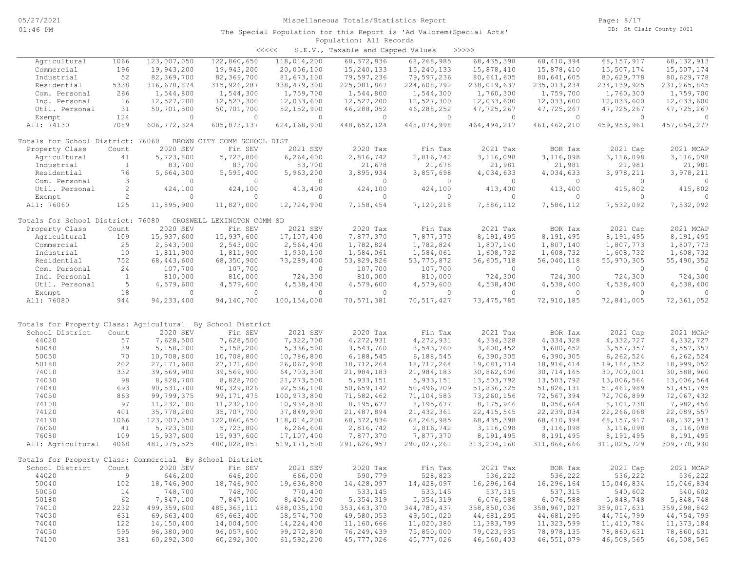Miscellaneous Totals/Statistics Report

The Special Population for this Report is 'Ad Valorem+Special Acts'

Population: All Records

<<<<< S.E.V., Taxable and Capped Values >>>>>

| Property Class | Count | 2020 SEV | Fin SEV | 2021 SEV | 2020 Tax | Fin Tax | 2021 Tax | BOR Tax | 2021 Cap | 2021 MCAP |
|---|---|---|---|---|---|---|---|---|---|---|
| Agricultural | 1066 | 123,007,050 | 122,860,650 | 118,014,200 | 68,372,836 | 68,268,985 | 68,435,398 | 68,410,394 | 68,157,917 | 68,132,913 |
| Commercial | 196 | 19,943,200 | 19,943,200 | 20,056,100 | 15,240,133 | 15,240,133 | 15,878,410 | 15,878,410 | 15,507,174 | 15,507,174 |
| Industrial | 52 | 82,369,700 | 82,369,700 | 81,673,100 | 79,597,236 | 79,597,236 | 80,641,605 | 80,641,605 | 80,629,778 | 80,629,778 |
| Residential | 5338 | 316,678,874 | 315,926,287 | 338,479,300 | 225,081,867 | 224,608,792 | 238,019,637 | 235,013,234 | 234,139,925 | 231,265,845 |
| Com. Personal | 266 | 1,544,800 | 1,544,300 | 1,759,700 | 1,544,800 | 1,544,300 | 1,760,300 | 1,759,700 | 1,760,300 | 1,759,700 |
| Ind. Personal | 16 | 12,527,200 | 12,527,300 | 12,033,600 | 12,527,200 | 12,527,300 | 12,033,600 | 12,033,600 | 12,033,600 | 12,033,600 |
| Util. Personal | 31 | 50,701,500 | 50,701,700 | 52,152,900 | 46,288,052 | 46,288,252 | 47,725,267 | 47,725,267 | 47,725,267 | 47,725,267 |
| Exempt | 124 | 0 | 0 | 0 | 0 | 0 | 0 | 0 | 0 | 0 |
| All: 74130 | 7089 | 606,772,324 | 605,873,137 | 624,168,900 | 448,652,124 | 448,074,998 | 464,494,217 | 461,462,210 | 459,953,961 | 457,054,277 |

Totals for School District: 76060 BROWN CITY COMM SCHOOL DIST

| Property Class | Count | 2020 SEV | Fin SEV | 2021 SEV | 2020 Tax | Fin Tax | 2021 Tax | BOR Tax | 2021 Cap | 2021 MCAP |
|---|---|---|---|---|---|---|---|---|---|---|
| Agricultural | 41 | 5,723,800 | 5,723,800 | 6,264,600 | 2,816,742 | 2,816,742 | 3,116,098 | 3,116,098 | 3,116,098 | 3,116,098 |
| Industrial | 1 | 83,700 | 83,700 | 83,700 | 21,678 | 21,678 | 21,981 | 21,981 | 21,981 | 21,981 |
| Residential | 76 | 5,664,300 | 5,595,400 | 5,963,200 | 3,895,934 | 3,857,698 | 4,034,633 | 4,034,633 | 3,978,211 | 3,978,211 |
| Com. Personal | 3 | 0 | 0 | 0 | 0 | 0 | 0 | 0 | 0 | 0 |
| Util. Personal | 2 | 424,100 | 424,100 | 413,400 | 424,100 | 424,100 | 413,400 | 413,400 | 415,802 | 415,802 |
| Exempt | 2 | 0 | 0 | 0 | 0 | 0 | 0 | 0 | 0 | 0 |
| All: 76060 | 125 | 11,895,900 | 11,827,000 | 12,724,900 | 7,158,454 | 7,120,218 | 7,586,112 | 7,586,112 | 7,532,092 | 7,532,092 |

Totals for School District: 76080 CROSWELL LEXINGTON COMM SD

| Property Class | Count | 2020 SEV | Fin SEV | 2021 SEV | 2020 Tax | Fin Tax | 2021 Tax | BOR Tax | 2021 Cap | 2021 MCAP |
|---|---|---|---|---|---|---|---|---|---|---|
| Agricultural | 109 | 15,937,600 | 15,937,600 | 17,107,400 | 7,877,370 | 7,877,370 | 8,191,495 | 8,191,495 | 8,191,495 | 8,191,495 |
| Commercial | 25 | 2,543,000 | 2,543,000 | 2,564,400 | 1,782,824 | 1,782,824 | 1,807,140 | 1,807,140 | 1,807,773 | 1,807,773 |
| Industrial | 10 | 1,811,900 | 1,811,900 | 1,930,100 | 1,584,061 | 1,584,061 | 1,608,732 | 1,608,732 | 1,608,732 | 1,608,732 |
| Residential | 752 | 68,443,600 | 68,350,900 | 73,289,400 | 53,829,826 | 53,775,872 | 56,605,718 | 56,040,118 | 55,970,305 | 55,490,352 |
| Com. Personal | 24 | 107,700 | 107,700 | 0 | 107,700 | 107,700 | 0 | 0 | 0 | 0 |
| Ind. Personal | 1 | 810,000 | 810,000 | 724,300 | 810,000 | 810,000 | 724,300 | 724,300 | 724,300 | 724,300 |
| Util. Personal | 5 | 4,579,600 | 4,579,600 | 4,538,400 | 4,579,600 | 4,579,600 | 4,538,400 | 4,538,400 | 4,538,400 | 4,538,400 |
| Exempt | 18 | 0 | 0 | 0 | 0 | 0 | 0 | 0 | 0 | 0 |
| All: 76080 | 944 | 94,233,400 | 94,140,700 | 100,154,000 | 70,571,381 | 70,517,427 | 73,475,785 | 72,910,185 | 72,841,005 | 72,361,052 |

Totals for Property Class: Agricultural By School District

| School District | Count | 2020 SEV | Fin SEV | 2021 SEV | 2020 Tax | Fin Tax | 2021 Tax | BOR Tax | 2021 Cap | 2021 MCAP |
|---|---|---|---|---|---|---|---|---|---|---|
| 44020 | 57 | 7,628,500 | 7,628,500 | 7,322,700 | 4,272,931 | 4,272,931 | 4,334,328 | 4,334,328 | 4,332,727 | 4,332,727 |
| 50040 | 39 | 5,158,200 | 5,158,200 | 5,336,500 | 3,543,760 | 3,543,760 | 3,600,452 | 3,600,452 | 3,557,357 | 3,557,357 |
| 50050 | 70 | 10,708,800 | 10,708,800 | 10,786,800 | 6,188,545 | 6,188,545 | 6,390,305 | 6,390,305 | 6,262,524 | 6,262,524 |
| 50180 | 202 | 27,171,600 | 27,171,600 | 26,067,900 | 18,712,264 | 18,712,264 | 19,081,714 | 18,916,414 | 19,164,352 | 18,999,052 |
| 74010 | 332 | 39,569,900 | 39,569,900 | 64,703,300 | 21,984,183 | 21,984,183 | 30,862,606 | 30,714,165 | 30,700,001 | 30,588,960 |
| 74030 | 98 | 8,828,700 | 8,828,700 | 21,273,500 | 5,933,151 | 5,933,151 | 13,503,792 | 13,503,792 | 13,006,564 | 13,006,564 |
| 74040 | 693 | 90,531,700 | 90,329,826 | 92,536,100 | 50,659,142 | 50,496,709 | 51,836,325 | 51,826,131 | 51,461,989 | 51,451,795 |
| 74050 | 863 | 99,799,375 | 99,171,475 | 100,973,800 | 71,582,462 | 71,104,583 | 73,260,156 | 72,567,394 | 72,706,899 | 72,067,432 |
| 74100 | 97 | 11,232,100 | 11,232,100 | 10,934,800 | 8,195,677 | 8,195,677 | 8,175,946 | 8,056,664 | 8,101,738 | 7,982,456 |
| 74120 | 401 | 35,778,200 | 35,707,700 | 37,849,900 | 21,487,894 | 21,432,361 | 22,415,545 | 22,239,034 | 22,266,068 | 22,089,557 |
| 74130 | 1066 | 123,007,050 | 122,860,650 | 118,014,200 | 68,372,836 | 68,268,985 | 68,435,398 | 68,410,394 | 68,157,917 | 68,132,913 |
| 76060 | 41 | 5,723,800 | 5,723,800 | 6,264,600 | 2,816,742 | 2,816,742 | 3,116,098 | 3,116,098 | 3,116,098 | 3,116,098 |
| 76080 | 109 | 15,937,600 | 15,937,600 | 17,107,400 | 7,877,370 | 7,877,370 | 8,191,495 | 8,191,495 | 8,191,495 | 8,191,495 |
| All: Agricultural | 4068 | 481,075,525 | 480,028,851 | 519,171,500 | 291,626,957 | 290,827,261 | 313,204,160 | 311,866,666 | 311,025,729 | 309,778,930 |

Totals for Property Class: Commercial By School District

| School District | Count | 2020 SEV | Fin SEV | 2021 SEV | 2020 Tax | Fin Tax | 2021 Tax | BOR Tax | 2021 Cap | 2021 MCAP |
|---|---|---|---|---|---|---|---|---|---|---|
| 44020 | 9 | 646,200 | 646,200 | 666,000 | 590,779 | 528,823 | 536,222 | 536,222 | 536,222 | 536,222 |
| 50040 | 102 | 18,746,900 | 18,746,900 | 19,636,800 | 14,428,097 | 14,428,097 | 16,296,164 | 16,296,164 | 15,046,834 | 15,046,834 |
| 50050 | 14 | 748,700 | 748,700 | 770,400 | 533,145 | 533,145 | 537,315 | 537,315 | 540,602 | 540,602 |
| 50180 | 62 | 7,847,100 | 7,847,100 | 8,404,200 | 5,354,319 | 5,354,319 | 6,076,588 | 6,076,588 | 5,848,748 | 5,848,748 |
| 74010 | 2232 | 499,359,600 | 485,365,111 | 488,035,100 | 353,463,370 | 344,780,437 | 358,850,036 | 358,967,027 | 359,017,631 | 359,298,842 |
| 74030 | 631 | 69,663,400 | 69,663,400 | 58,574,700 | 49,580,053 | 49,501,020 | 44,681,295 | 44,681,295 | 44,754,799 | 44,754,799 |
| 74040 | 122 | 14,150,400 | 14,004,500 | 14,224,400 | 11,160,666 | 11,020,380 | 11,383,799 | 11,323,599 | 11,410,784 | 11,373,184 |
| 74050 | 595 | 96,380,900 | 96,057,600 | 99,272,800 | 76,249,439 | 75,850,000 | 79,023,935 | 78,978,135 | 78,860,631 | 78,860,631 |
| 74100 | 381 | 60,292,300 | 60,292,300 | 61,592,200 | 45,777,026 | 45,777,026 | 46,560,403 | 46,551,079 | 46,508,565 | 46,508,565 |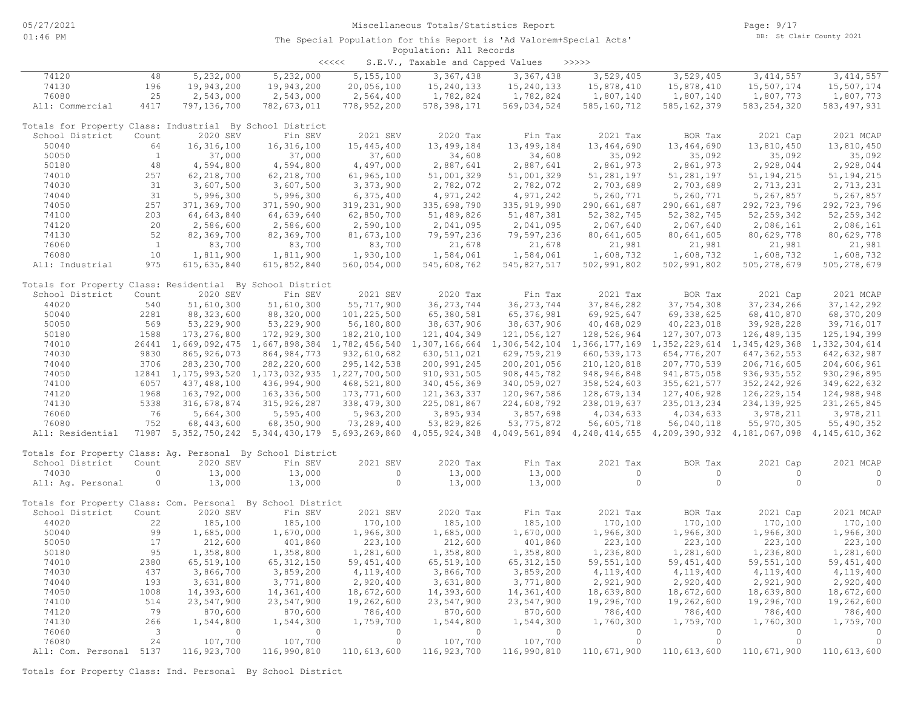Miscellaneous Totals/Statistics Report

The Special Population for this Report is 'Ad Valorem+Special Acts'

Population: All Records

<<<<< S.E.V., Taxable and Capped Values >>>>>

| | | | | | | | | | | |
|---|---|---|---|---|---|---|---|---|---|---|
| 74120 | 48 | 5,232,000 | 5,232,000 | 5,155,100 | 3,367,438 | 3,367,438 | 3,529,405 | 3,529,405 | 3,414,557 | 3,414,557 |
| 74130 | 196 | 19,943,200 | 19,943,200 | 20,056,100 | 15,240,133 | 15,240,133 | 15,878,410 | 15,878,410 | 15,507,174 | 15,507,174 |
| 76080 | 25 | 2,543,000 | 2,543,000 | 2,564,400 | 1,782,824 | 1,782,824 | 1,807,140 | 1,807,140 | 1,807,773 | 1,807,773 |
| All: Commercial | 4417 | 797,136,700 | 782,673,011 | 778,952,200 | 578,398,171 | 569,034,524 | 585,160,712 | 585,162,379 | 583,254,320 | 583,497,931 |

Totals for Property Class: Industrial By School District

| School District | Count | 2020 SEV | Fin SEV | 2021 SEV | 2020 Tax | Fin Tax | 2021 Tax | BOR Tax | 2021 Cap | 2021 MCAP |
|---|---|---|---|---|---|---|---|---|---|---|
| 50040 | 64 | 16,316,100 | 16,316,100 | 15,445,400 | 13,499,184 | 13,499,184 | 13,464,690 | 13,464,690 | 13,810,450 | 13,810,450 |
| 50050 | 1 | 37,000 | 37,000 | 37,600 | 34,608 | 34,608 | 35,092 | 35,092 | 35,092 | 35,092 |
| 50180 | 48 | 4,594,800 | 4,594,800 | 4,497,000 | 2,887,641 | 2,887,641 | 2,861,973 | 2,861,973 | 2,928,044 | 2,928,044 |
| 74010 | 257 | 62,218,700 | 62,218,700 | 61,965,100 | 51,001,329 | 51,001,329 | 51,281,197 | 51,281,197 | 51,194,215 | 51,194,215 |
| 74030 | 31 | 3,607,500 | 3,607,500 | 3,373,900 | 2,782,072 | 2,782,072 | 2,703,689 | 2,703,689 | 2,713,231 | 2,713,231 |
| 74040 | 31 | 5,996,300 | 5,996,300 | 6,375,400 | 4,971,242 | 4,971,242 | 5,260,771 | 5,260,771 | 5,267,857 | 5,267,857 |
| 74050 | 257 | 371,369,700 | 371,590,900 | 319,231,900 | 335,698,790 | 335,919,990 | 290,661,687 | 290,661,687 | 292,723,796 | 292,723,796 |
| 74100 | 203 | 64,643,840 | 64,639,640 | 62,850,700 | 51,489,826 | 51,487,381 | 52,382,745 | 52,382,745 | 52,259,342 | 52,259,342 |
| 74120 | 20 | 2,586,600 | 2,586,600 | 2,590,100 | 2,041,095 | 2,041,095 | 2,067,640 | 2,067,640 | 2,086,161 | 2,086,161 |
| 74130 | 52 | 82,369,700 | 82,369,700 | 81,673,100 | 79,597,236 | 79,597,236 | 80,641,605 | 80,641,605 | 80,629,778 | 80,629,778 |
| 76060 | 1 | 83,700 | 83,700 | 83,700 | 21,678 | 21,678 | 21,981 | 21,981 | 21,981 | 21,981 |
| 76080 | 10 | 1,811,900 | 1,811,900 | 1,930,100 | 1,584,061 | 1,584,061 | 1,608,732 | 1,608,732 | 1,608,732 | 1,608,732 |
| All: Industrial | 975 | 615,635,840 | 615,852,840 | 560,054,000 | 545,608,762 | 545,827,517 | 502,991,802 | 502,991,802 | 505,278,679 | 505,278,679 |

Totals for Property Class: Residential By School District

| School District | Count | 2020 SEV | Fin SEV | 2021 SEV | 2020 Tax | Fin Tax | 2021 Tax | BOR Tax | 2021 Cap | 2021 MCAP |
|---|---|---|---|---|---|---|---|---|---|---|
| 44020 | 540 | 51,610,300 | 51,610,300 | 55,717,900 | 36,273,744 | 36,273,744 | 37,846,282 | 37,754,308 | 37,234,266 | 37,142,292 |
| 50040 | 2281 | 88,323,600 | 88,320,000 | 101,225,500 | 65,380,581 | 65,376,981 | 69,925,647 | 69,338,625 | 68,410,870 | 68,370,209 |
| 50050 | 569 | 53,229,900 | 53,229,900 | 56,180,800 | 38,637,906 | 38,637,906 | 40,468,029 | 40,223,018 | 39,928,228 | 39,716,017 |
| 50180 | 1588 | 173,276,800 | 172,929,300 | 182,210,100 | 121,404,349 | 121,056,127 | 128,526,964 | 127,307,073 | 126,489,135 | 125,194,399 |
| 74010 | 26441 | 1,669,092,475 | 1,667,898,384 | 1,782,456,540 | 1,307,166,664 | 1,306,542,104 | 1,366,177,169 | 1,352,229,614 | 1,345,429,368 | 1,332,304,614 |
| 74030 | 9830 | 865,926,073 | 864,984,773 | 932,610,682 | 630,511,021 | 629,759,219 | 660,539,173 | 654,776,207 | 647,362,553 | 642,632,987 |
| 74040 | 3706 | 283,230,700 | 282,220,600 | 295,142,538 | 200,991,245 | 200,201,056 | 210,120,818 | 207,770,539 | 206,716,605 | 204,606,961 |
| 74050 | 12841 | 1,175,993,520 | 1,173,032,935 | 1,227,700,500 | 910,931,505 | 908,445,782 | 948,946,848 | 941,875,058 | 936,935,552 | 930,296,895 |
| 74100 | 6057 | 437,488,100 | 436,994,900 | 468,521,800 | 340,456,369 | 340,059,027 | 358,524,603 | 355,621,577 | 352,242,926 | 349,622,632 |
| 74120 | 1968 | 163,792,000 | 163,336,500 | 173,771,600 | 121,363,337 | 120,967,586 | 128,679,134 | 127,406,928 | 126,229,154 | 124,988,948 |
| 74130 | 5338 | 316,678,874 | 315,926,287 | 338,479,300 | 225,081,867 | 224,608,792 | 238,019,637 | 235,013,234 | 234,139,925 | 231,265,845 |
| 76060 | 76 | 5,664,300 | 5,595,400 | 5,963,200 | 3,895,934 | 3,857,698 | 4,034,633 | 4,034,633 | 3,978,211 | 3,978,211 |
| 76080 | 752 | 68,443,600 | 68,350,900 | 73,289,400 | 53,829,826 | 53,775,872 | 56,605,718 | 56,040,118 | 55,970,305 | 55,490,352 |
| All: Residential | 71987 | 5,352,750,242 | 5,344,430,179 | 5,693,269,860 | 4,055,924,348 | 4,049,561,894 | 4,248,414,655 | 4,209,390,932 | 4,181,067,098 | 4,145,610,362 |

Totals for Property Class: Ag. Personal By School District

| School District | Count | 2020 SEV | Fin SEV | 2021 SEV | 2020 Tax | Fin Tax | 2021 Tax | BOR Tax | 2021 Cap | 2021 MCAP |
|---|---|---|---|---|---|---|---|---|---|---|
| 74030 | 0 | 13,000 | 13,000 | 0 | 13,000 | 13,000 | 0 | 0 | 0 | 0 |
| All: Ag. Personal | 0 | 13,000 | 13,000 | 0 | 13,000 | 13,000 | 0 | 0 | 0 | 0 |

Totals for Property Class: Com. Personal By School District

| School District | Count | 2020 SEV | Fin SEV | 2021 SEV | 2020 Tax | Fin Tax | 2021 Tax | BOR Tax | 2021 Cap | 2021 MCAP |
|---|---|---|---|---|---|---|---|---|---|---|
| 44020 | 22 | 185,100 | 185,100 | 170,100 | 185,100 | 185,100 | 170,100 | 170,100 | 170,100 | 170,100 |
| 50040 | 99 | 1,685,000 | 1,670,000 | 1,966,300 | 1,685,000 | 1,670,000 | 1,966,300 | 1,966,300 | 1,966,300 | 1,966,300 |
| 50050 | 17 | 212,600 | 401,860 | 223,100 | 212,600 | 401,860 | 223,100 | 223,100 | 223,100 | 223,100 |
| 50180 | 95 | 1,358,800 | 1,358,800 | 1,281,600 | 1,358,800 | 1,358,800 | 1,236,800 | 1,281,600 | 1,236,800 | 1,281,600 |
| 74010 | 2380 | 65,519,100 | 65,312,150 | 59,451,400 | 65,519,100 | 65,312,150 | 59,551,100 | 59,451,400 | 59,551,100 | 59,451,400 |
| 74030 | 437 | 3,866,700 | 3,859,200 | 4,119,400 | 3,866,700 | 3,859,200 | 4,119,400 | 4,119,400 | 4,119,400 | 4,119,400 |
| 74040 | 193 | 3,631,800 | 3,771,800 | 2,920,400 | 3,631,800 | 3,771,800 | 2,921,900 | 2,920,400 | 2,921,900 | 2,920,400 |
| 74050 | 1008 | 14,393,600 | 14,361,400 | 18,672,600 | 14,393,600 | 14,361,400 | 18,639,800 | 18,672,600 | 18,639,800 | 18,672,600 |
| 74100 | 514 | 23,547,900 | 23,547,900 | 19,262,600 | 23,547,900 | 23,547,900 | 19,296,700 | 19,262,600 | 19,296,700 | 19,262,600 |
| 74120 | 79 | 870,600 | 870,600 | 786,400 | 870,600 | 870,600 | 786,400 | 786,400 | 786,400 | 786,400 |
| 74130 | 266 | 1,544,800 | 1,544,300 | 1,759,700 | 1,544,800 | 1,544,300 | 1,760,300 | 1,759,700 | 1,760,300 | 1,759,700 |
| 76060 | 3 | 0 | 0 | 0 | 0 | 0 | 0 | 0 | 0 | 0 |
| 76080 | 24 | 107,700 | 107,700 | 0 | 107,700 | 107,700 | 0 | 0 | 0 | 0 |
| All: Com. Personal | 5137 | 116,923,700 | 116,990,810 | 110,613,600 | 116,923,700 | 116,990,810 | 110,671,900 | 110,613,600 | 110,671,900 | 110,613,600 |

Totals for Property Class: Ind. Personal By School District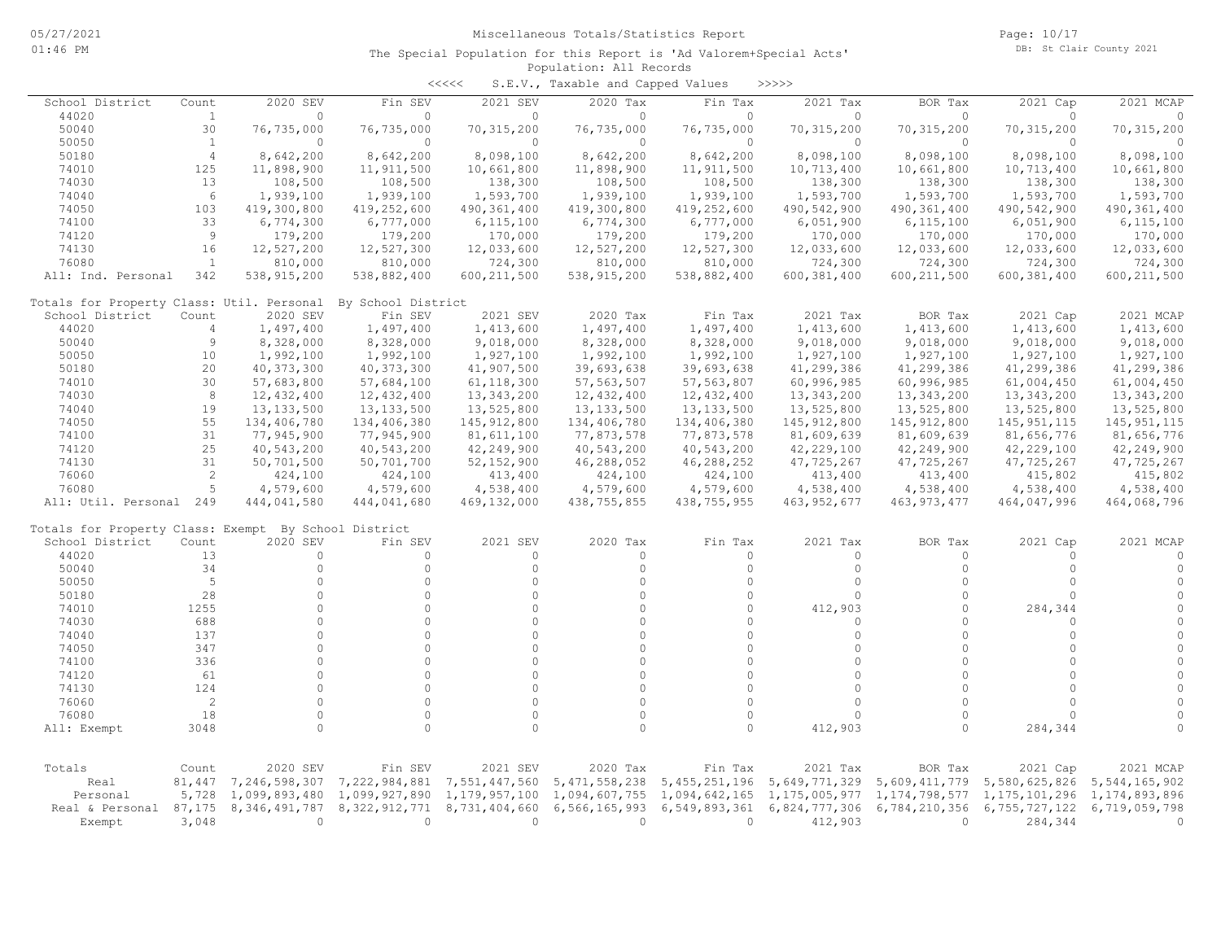Miscellaneous Totals/Statistics Report

The Special Population for this Report is 'Ad Valorem+Special Acts'

Population: All Records

<<<<< S.E.V., Taxable and Capped Values >>>>>

| School District | Count | 2020 SEV | Fin SEV | 2021 SEV | 2020 Tax | Fin Tax | 2021 Tax | BOR Tax | 2021 Cap | 2021 MCAP |
|---|---|---|---|---|---|---|---|---|---|---|
| 44020 | 1 | 0 | 0 | 0 | 0 | 0 | 0 | 0 | 0 | 0 |
| 50040 | 30 | 76,735,000 | 76,735,000 | 70,315,200 | 76,735,000 | 76,735,000 | 70,315,200 | 70,315,200 | 70,315,200 | 70,315,200 |
| 50050 | 1 | 0 | 0 | 0 | 0 | 0 | 0 | 0 | 0 | 0 |
| 50180 | 4 | 8,642,200 | 8,642,200 | 8,098,100 | 8,642,200 | 8,642,200 | 8,098,100 | 8,098,100 | 8,098,100 | 8,098,100 |
| 74010 | 125 | 11,898,900 | 11,911,500 | 10,661,800 | 11,898,900 | 11,911,500 | 10,713,400 | 10,661,800 | 10,713,400 | 10,661,800 |
| 74030 | 13 | 108,500 | 108,500 | 138,300 | 108,500 | 108,500 | 138,300 | 138,300 | 138,300 | 138,300 |
| 74040 | 6 | 1,939,100 | 1,939,100 | 1,593,700 | 1,939,100 | 1,939,100 | 1,593,700 | 1,593,700 | 1,593,700 | 1,593,700 |
| 74050 | 103 | 419,300,800 | 419,252,600 | 490,361,400 | 419,300,800 | 419,252,600 | 490,542,900 | 490,361,400 | 490,542,900 | 490,361,400 |
| 74100 | 33 | 6,774,300 | 6,777,000 | 6,115,100 | 6,774,300 | 6,777,000 | 6,051,900 | 6,115,100 | 6,051,900 | 6,115,100 |
| 74120 | 9 | 179,200 | 179,200 | 170,000 | 179,200 | 179,200 | 170,000 | 170,000 | 170,000 | 170,000 |
| 74130 | 16 | 12,527,200 | 12,527,300 | 12,033,600 | 12,527,200 | 12,527,300 | 12,033,600 | 12,033,600 | 12,033,600 | 12,033,600 |
| 76080 | 1 | 810,000 | 810,000 | 724,300 | 810,000 | 810,000 | 724,300 | 724,300 | 724,300 | 724,300 |
| All: Ind. Personal | 342 | 538,915,200 | 538,882,400 | 600,211,500 | 538,915,200 | 538,882,400 | 600,381,400 | 600,211,500 | 600,381,400 | 600,211,500 |

Totals for Property Class: Util. Personal By School District

| School District | Count | 2020 SEV | Fin SEV | 2021 SEV | 2020 Tax | Fin Tax | 2021 Tax | BOR Tax | 2021 Cap | 2021 MCAP |
|---|---|---|---|---|---|---|---|---|---|---|
| 44020 | 4 | 1,497,400 | 1,497,400 | 1,413,600 | 1,497,400 | 1,497,400 | 1,413,600 | 1,413,600 | 1,413,600 | 1,413,600 |
| 50040 | 9 | 8,328,000 | 8,328,000 | 9,018,000 | 8,328,000 | 8,328,000 | 9,018,000 | 9,018,000 | 9,018,000 | 9,018,000 |
| 50050 | 10 | 1,992,100 | 1,992,100 | 1,927,100 | 1,992,100 | 1,992,100 | 1,927,100 | 1,927,100 | 1,927,100 | 1,927,100 |
| 50180 | 20 | 40,373,300 | 40,373,300 | 41,907,500 | 39,693,638 | 39,693,638 | 41,299,386 | 41,299,386 | 41,299,386 | 41,299,386 |
| 74010 | 30 | 57,683,800 | 57,684,100 | 61,118,300 | 57,563,507 | 57,563,807 | 60,996,985 | 60,996,985 | 61,004,450 | 61,004,450 |
| 74030 | 8 | 12,432,400 | 12,432,400 | 13,343,200 | 12,432,400 | 12,432,400 | 13,343,200 | 13,343,200 | 13,343,200 | 13,343,200 |
| 74040 | 19 | 13,133,500 | 13,133,500 | 13,525,800 | 13,133,500 | 13,133,500 | 13,525,800 | 13,525,800 | 13,525,800 | 13,525,800 |
| 74050 | 55 | 134,406,780 | 134,406,380 | 145,912,800 | 134,406,780 | 134,406,380 | 145,912,800 | 145,912,800 | 145,951,115 | 145,951,115 |
| 74100 | 31 | 77,945,900 | 77,945,900 | 81,611,100 | 77,873,578 | 77,873,578 | 81,609,639 | 81,609,639 | 81,656,776 | 81,656,776 |
| 74120 | 25 | 40,543,200 | 40,543,200 | 42,249,900 | 40,543,200 | 40,543,200 | 42,229,100 | 42,249,900 | 42,229,100 | 42,249,900 |
| 74130 | 31 | 50,701,500 | 50,701,700 | 52,152,900 | 46,288,052 | 46,288,252 | 47,725,267 | 47,725,267 | 47,725,267 | 47,725,267 |
| 76060 | 2 | 424,100 | 424,100 | 413,400 | 424,100 | 424,100 | 413,400 | 413,400 | 415,802 | 415,802 |
| 76080 | 5 | 4,579,600 | 4,579,600 | 4,538,400 | 4,579,600 | 4,579,600 | 4,538,400 | 4,538,400 | 4,538,400 | 4,538,400 |
| All: Util. Personal | 249 | 444,041,580 | 444,041,680 | 469,132,000 | 438,755,855 | 438,755,955 | 463,952,677 | 463,973,477 | 464,047,996 | 464,068,796 |

Totals for Property Class: Exempt By School District

| School District | Count | 2020 SEV | Fin SEV | 2021 SEV | 2020 Tax | Fin Tax | 2021 Tax | BOR Tax | 2021 Cap | 2021 MCAP |
|---|---|---|---|---|---|---|---|---|---|---|
| 44020 | 13 | 0 | 0 | 0 | 0 | 0 | 0 | 0 | 0 | 0 |
| 50040 | 34 | 0 | 0 | 0 | 0 | 0 | 0 | 0 | 0 | 0 |
| 50050 | 5 | 0 | 0 | 0 | 0 | 0 | 0 | 0 | 0 | 0 |
| 50180 | 28 | 0 | 0 | 0 | 0 | 0 | 0 | 0 | 0 | 0 |
| 74010 | 1255 | 0 | 0 | 0 | 0 | 0 | 412,903 | 0 | 284,344 | 0 |
| 74030 | 688 | 0 | 0 | 0 | 0 | 0 | 0 | 0 | 0 | 0 |
| 74040 | 137 | 0 | 0 | 0 | 0 | 0 | 0 | 0 | 0 | 0 |
| 74050 | 347 | 0 | 0 | 0 | 0 | 0 | 0 | 0 | 0 | 0 |
| 74100 | 336 | 0 | 0 | 0 | 0 | 0 | 0 | 0 | 0 | 0 |
| 74120 | 61 | 0 | 0 | 0 | 0 | 0 | 0 | 0 | 0 | 0 |
| 74130 | 124 | 0 | 0 | 0 | 0 | 0 | 0 | 0 | 0 | 0 |
| 76060 | 2 | 0 | 0 | 0 | 0 | 0 | 0 | 0 | 0 | 0 |
| 76080 | 18 | 0 | 0 | 0 | 0 | 0 | 0 | 0 | 0 | 0 |
| All: Exempt | 3048 | 0 | 0 | 0 | 0 | 0 | 412,903 | 0 | 284,344 | 0 |

| Totals | Count | 2020 SEV | Fin SEV | 2021 SEV | 2020 Tax | Fin Tax | 2021 Tax | BOR Tax | 2021 Cap | 2021 MCAP |
|---|---|---|---|---|---|---|---|---|---|---|
| Real | 81,447 | 7,246,598,307 | 7,222,984,881 | 7,551,447,560 | 5,471,558,238 | 5,455,251,196 | 5,649,771,329 | 5,609,411,779 | 5,580,625,826 | 5,544,165,902 |
| Personal | 5,728 | 1,099,893,480 | 1,099,927,890 | 1,179,957,100 | 1,094,607,755 | 1,094,642,165 | 1,175,005,977 | 1,174,798,577 | 1,175,101,296 | 1,174,893,896 |
| Real & Personal | 87,175 | 8,346,491,787 | 8,322,912,771 | 8,731,404,660 | 6,566,165,993 | 6,549,893,361 | 6,824,777,306 | 6,784,210,356 | 6,755,727,122 | 6,719,059,798 |
| Exempt | 3,048 | 0 | 0 | 0 | 0 | 0 | 412,903 | 0 | 284,344 | 0 |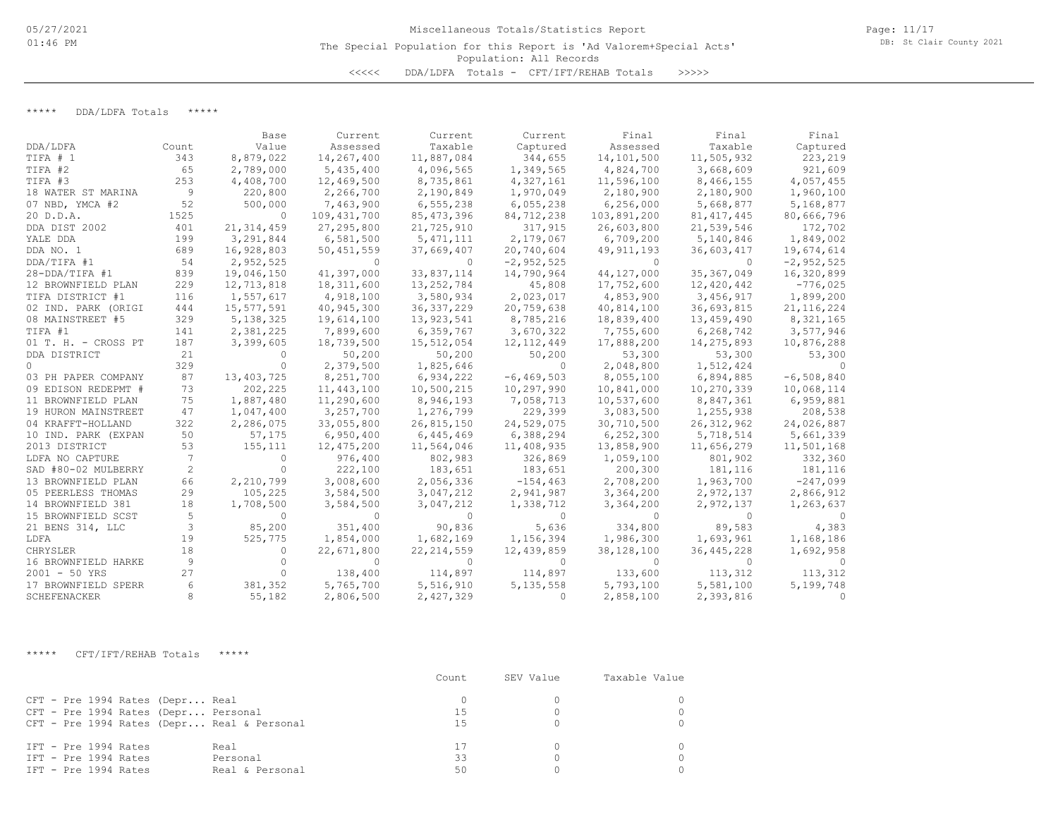Miscellaneous Totals/Statistics Report

The Special Population for this Report is 'Ad Valorem+Special Acts'

Population: All Records

<<<<< DDA/LDFA Totals - CFT/IFT/REHAB Totals >>>>>

## ***** DDA/LDFA Totals *****

| DDA/LDFA | Count | Base Value | Current Assessed | Current Taxable | Current Captured | Final Assessed | Final Taxable | Final Captured |
|---|---|---|---|---|---|---|---|---|
| TIFA # 1 | 343 | 8,879,022 | 14,267,400 | 11,887,084 | 344,655 | 14,101,500 | 11,505,932 | 223,219 |
| TIFA #2 | 65 | 2,789,000 | 5,435,400 | 4,096,565 | 1,349,565 | 4,824,700 | 3,668,609 | 921,609 |
| TIFA #3 | 253 | 4,408,700 | 12,469,500 | 8,735,861 | 4,327,161 | 11,596,100 | 8,466,155 | 4,057,455 |
| 18 WATER ST MARINA | 9 | 220,800 | 2,266,700 | 2,190,849 | 1,970,049 | 2,180,900 | 2,180,900 | 1,960,100 |
| 07 NBD, YMCA #2 | 52 | 500,000 | 7,463,900 | 6,555,238 | 6,055,238 | 6,256,000 | 5,668,877 | 5,168,877 |
| 20 D.D.A. | 1525 | 0 | 109,431,700 | 85,473,396 | 84,712,238 | 103,891,200 | 81,417,445 | 80,666,796 |
| DDA DIST 2002 | 401 | 21,314,459 | 27,295,800 | 21,725,910 | 317,915 | 26,603,800 | 21,539,546 | 172,702 |
| YALE DDA | 199 | 3,291,844 | 6,581,500 | 5,471,111 | 2,179,067 | 6,709,200 | 5,140,846 | 1,849,002 |
| DDA NO. 1 | 689 | 16,928,803 | 50,451,559 | 37,669,407 | 20,740,604 | 49,911,193 | 36,603,417 | 19,674,614 |
| DDA/TIFA #1 | 54 | 2,952,525 | 0 | 0 | -2,952,525 | 0 | 0 | -2,952,525 |
| 28-DDA/TIFA #1 | 839 | 19,046,150 | 41,397,000 | 33,837,114 | 14,790,964 | 44,127,000 | 35,367,049 | 16,320,899 |
| 12 BROWNFIELD PLAN | 229 | 12,713,818 | 18,311,600 | 13,252,784 | 45,808 | 17,752,600 | 12,420,442 | -776,025 |
| TIFA DISTRICT #1 | 116 | 1,557,617 | 4,918,100 | 3,580,934 | 2,023,017 | 4,853,900 | 3,456,917 | 1,899,200 |
| 02 IND. PARK (ORIGI | 444 | 15,577,591 | 40,945,300 | 36,337,229 | 20,759,638 | 40,814,100 | 36,693,815 | 21,116,224 |
| 08 MAINSTREET #5 | 329 | 5,138,325 | 19,614,100 | 13,923,541 | 8,785,216 | 18,839,400 | 13,459,490 | 8,321,165 |
| TIFA #1 | 141 | 2,381,225 | 7,899,600 | 6,359,767 | 3,670,322 | 7,755,600 | 6,268,742 | 3,577,946 |
| 01 T. H. - CROSS PT | 187 | 3,399,605 | 18,739,500 | 15,512,054 | 12,112,449 | 17,888,200 | 14,275,893 | 10,876,288 |
| DDA DISTRICT | 21 | 0 | 50,200 | 50,200 | 50,200 | 53,300 | 53,300 | 53,300 |
| 0 | 329 | 0 | 2,379,500 | 1,825,646 | 0 | 2,048,800 | 1,512,424 | 0 |
| 03 PH PAPER COMPANY | 87 | 13,403,725 | 8,251,700 | 6,934,222 | -6,469,503 | 8,055,100 | 6,894,885 | -6,508,840 |
| 09 EDISON REDEPMT # | 73 | 202,225 | 11,443,100 | 10,500,215 | 10,297,990 | 10,841,000 | 10,270,339 | 10,068,114 |
| 11 BROWNFIELD PLAN | 75 | 1,887,480 | 11,290,600 | 8,946,193 | 7,058,713 | 10,537,600 | 8,847,361 | 6,959,881 |
| 19 HURON MAINSTREET | 47 | 1,047,400 | 3,257,700 | 1,276,799 | 229,399 | 3,083,500 | 1,255,938 | 208,538 |
| 04 KRAFFT-HOLLAND | 322 | 2,286,075 | 33,055,800 | 26,815,150 | 24,529,075 | 30,710,500 | 26,312,962 | 24,026,887 |
| 10 IND. PARK (EXPAN | 50 | 57,175 | 6,950,400 | 6,445,469 | 6,388,294 | 6,252,300 | 5,718,514 | 5,661,339 |
| 2013 DISTRICT | 53 | 155,111 | 12,475,200 | 11,564,046 | 11,408,935 | 13,858,900 | 11,656,279 | 11,501,168 |
| LDFA NO CAPTURE | 7 | 0 | 976,400 | 802,983 | 326,869 | 1,059,100 | 801,902 | 332,360 |
| SAD #80-02 MULBERRY | 2 | 0 | 222,100 | 183,651 | 183,651 | 200,300 | 181,116 | 181,116 |
| 13 BROWNFIELD PLAN | 66 | 2,210,799 | 3,008,600 | 2,056,336 | -154,463 | 2,708,200 | 1,963,700 | -247,099 |
| 05 PEERLESS THOMAS | 29 | 105,225 | 3,584,500 | 3,047,212 | 2,941,987 | 3,364,200 | 2,972,137 | 2,866,912 |
| 14 BROWNFIELD 381 | 18 | 1,708,500 | 3,584,500 | 3,047,212 | 1,338,712 | 3,364,200 | 2,972,137 | 1,263,637 |
| 15 BROWNFIELD SCST | 5 | 0 | 0 | 0 | 0 | 0 | 0 | 0 |
| 21 BENS 314, LLC | 3 | 85,200 | 351,400 | 90,836 | 5,636 | 334,800 | 89,583 | 4,383 |
| LDFA | 19 | 525,775 | 1,854,000 | 1,682,169 | 1,156,394 | 1,986,300 | 1,693,961 | 1,168,186 |
| CHRYSLER | 18 | 0 | 22,671,800 | 22,214,559 | 12,439,859 | 38,128,100 | 36,445,228 | 1,692,958 |
| 16 BROWNFIELD HARKE | 9 | 0 | 0 | 0 | 0 | 0 | 0 | 0 |
| 2001 - 50 YRS | 27 | 0 | 138,400 | 114,897 | 114,897 | 133,600 | 113,312 | 113,312 |
| 17 BROWNFIELD SPERR | 6 | 381,352 | 5,765,700 | 5,516,910 | 5,135,558 | 5,793,100 | 5,581,100 | 5,199,748 |
| SCHEFENACKER | 8 | 55,182 | 2,806,500 | 2,427,329 | 0 | 2,858,100 | 2,393,816 | 0 |

## ***** CFT/IFT/REHAB Totals *****

| | | Count | SEV Value | Taxable Value |
|---|---|---|---|---|
| CFT - Pre 1994 Rates (Depr... | Real | 0 | 0 | 0 |
| CFT - Pre 1994 Rates (Depr... | Personal | 15 | 0 | 0 |
| CFT - Pre 1994 Rates (Depr... | Real & Personal | 15 | 0 | 0 |
| IFT - Pre 1994 Rates | Real | 17 | 0 | 0 |
| IFT - Pre 1994 Rates | Personal | 33 | 0 | 0 |
| IFT - Pre 1994 Rates | Real & Personal | 50 | 0 | 0 |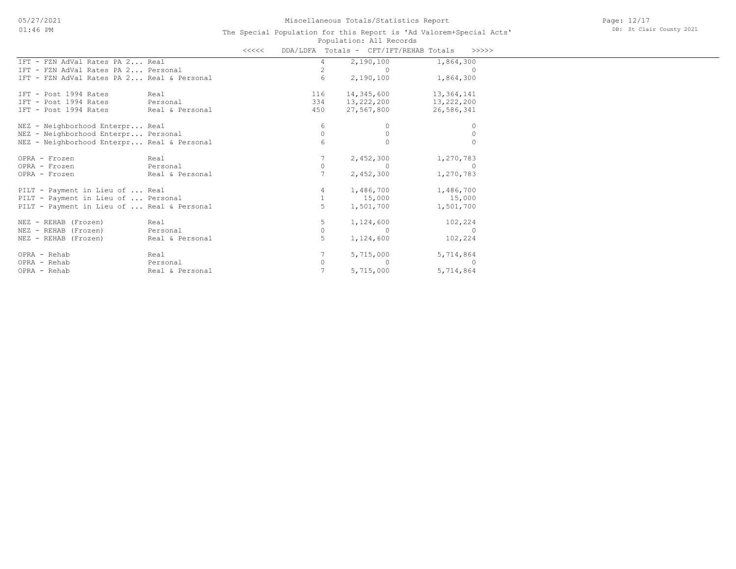# Miscellaneous Totals/Statistics Report

The Special Population for this Report is 'Ad Valorem+Special Acts'

Population: All Records

| <<<<< DDA/LDFA Totals - CFT/IFT/REHAB Totals >>>>> | | | | |
|---|---|---|---|---|
| IFT - FZN AdVal Rates PA 2... | Real | 4 | 2,190,100 | 1,864,300 |
| IFT - FZN AdVal Rates PA 2... | Personal | 2 | 0 | 0 |
| IFT - FZN AdVal Rates PA 2... | Real & Personal | 6 | 2,190,100 | 1,864,300 |
| | | | | |
| IFT - Post 1994 Rates | Real | 116 | 14,345,600 | 13,364,141 |
| IFT - Post 1994 Rates | Personal | 334 | 13,222,200 | 13,222,200 |
| IFT - Post 1994 Rates | Real & Personal | 450 | 27,567,800 | 26,586,341 |
| | | | | |
| NEZ - Neighborhood Enterpr... | Real | 6 | 0 | 0 |
| NEZ - Neighborhood Enterpr... | Personal | 0 | 0 | 0 |
| NEZ - Neighborhood Enterpr... | Real & Personal | 6 | 0 | 0 |
| | | | | |
| OPRA - Frozen | Real | 7 | 2,452,300 | 1,270,783 |
| OPRA - Frozen | Personal | 0 | 0 | 0 |
| OPRA - Frozen | Real & Personal | 7 | 2,452,300 | 1,270,783 |
| | | | | |
| PILT - Payment in Lieu of ... | Real | 4 | 1,486,700 | 1,486,700 |
| PILT - Payment in Lieu of ... | Personal | 1 | 15,000 | 15,000 |
| PILT - Payment in Lieu of ... | Real & Personal | 5 | 1,501,700 | 1,501,700 |
| | | | | |
| NEZ - REHAB (Frozen) | Real | 5 | 1,124,600 | 102,224 |
| NEZ - REHAB (Frozen) | Personal | 0 | 0 | 0 |
| NEZ - REHAB (Frozen) | Real & Personal | 5 | 1,124,600 | 102,224 |
| | | | | |
| OPRA - Rehab | Real | 7 | 5,715,000 | 5,714,864 |
| OPRA - Rehab | Personal | 0 | 0 | 0 |
| OPRA - Rehab | Real & Personal | 7 | 5,715,000 | 5,714,864 |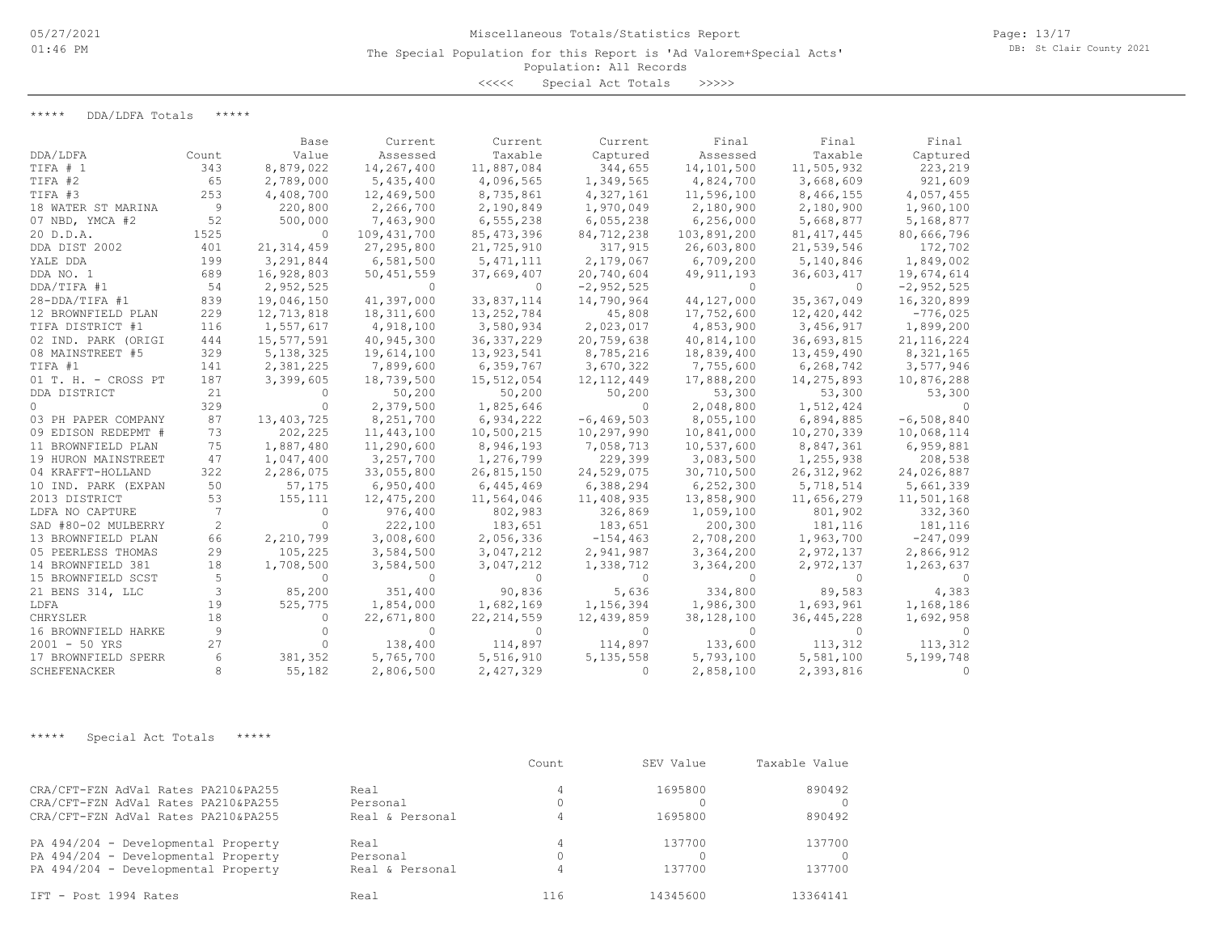Miscellaneous Totals/Statistics Report

The Special Population for this Report is 'Ad Valorem+Special Acts'

Population: All Records

<<<<< Special Act Totals >>>>>

***** DDA/LDFA Totals *****

| DDA/LDFA | Count | Base Value | Current Assessed | Current Taxable | Current Captured | Final Assessed | Final Taxable | Final Captured |
|---|---|---|---|---|---|---|---|---|
| TIFA # 1 | 343 | 8,879,022 | 14,267,400 | 11,887,084 | 344,655 | 14,101,500 | 11,505,932 | 223,219 |
| TIFA #2 | 65 | 2,789,000 | 5,435,400 | 4,096,565 | 1,349,565 | 4,824,700 | 3,668,609 | 921,609 |
| TIFA #3 | 253 | 4,408,700 | 12,469,500 | 8,735,861 | 4,327,161 | 11,596,100 | 8,466,155 | 4,057,455 |
| 18 WATER ST MARINA | 9 | 220,800 | 2,266,700 | 2,190,849 | 1,970,049 | 2,180,900 | 2,180,900 | 1,960,100 |
| 07 NBD, YMCA #2 | 52 | 500,000 | 7,463,900 | 6,555,238 | 6,055,238 | 6,256,000 | 5,668,877 | 5,168,877 |
| 20 D.D.A. | 1525 | 0 | 109,431,700 | 85,473,396 | 84,712,238 | 103,891,200 | 81,417,445 | 80,666,796 |
| DDA DIST 2002 | 401 | 21,314,459 | 27,295,800 | 21,725,910 | 317,915 | 26,603,800 | 21,539,546 | 172,702 |
| YALE DDA | 199 | 3,291,844 | 6,581,500 | 5,471,111 | 2,179,067 | 6,709,200 | 5,140,846 | 1,849,002 |
| DDA NO. 1 | 689 | 16,928,803 | 50,451,559 | 37,669,407 | 20,740,604 | 49,911,193 | 36,603,417 | 19,674,614 |
| DDA/TIFA #1 | 54 | 2,952,525 | 0 | 0 | -2,952,525 | 0 | 0 | -2,952,525 |
| 28-DDA/TIFA #1 | 839 | 19,046,150 | 41,397,000 | 33,837,114 | 14,790,964 | 44,127,000 | 35,367,049 | 16,320,899 |
| 12 BROWNFIELD PLAN | 229 | 12,713,818 | 18,311,600 | 13,252,784 | 45,808 | 17,752,600 | 12,420,442 | -776,025 |
| TIFA DISTRICT #1 | 116 | 1,557,617 | 4,918,100 | 3,580,934 | 2,023,017 | 4,853,900 | 3,456,917 | 1,899,200 |
| 02 IND. PARK (ORIGI | 444 | 15,577,591 | 40,945,300 | 36,337,229 | 20,759,638 | 40,814,100 | 36,693,815 | 21,116,224 |
| 08 MAINSTREET #5 | 329 | 5,138,325 | 19,614,100 | 13,923,541 | 8,785,216 | 18,839,400 | 13,459,490 | 8,321,165 |
| TIFA #1 | 141 | 2,381,225 | 7,899,600 | 6,359,767 | 3,670,322 | 7,755,600 | 6,268,742 | 3,577,946 |
| 01 T. H. - CROSS PT | 187 | 3,399,605 | 18,739,500 | 15,512,054 | 12,112,449 | 17,888,200 | 14,275,893 | 10,876,288 |
| DDA DISTRICT | 21 | 0 | 50,200 | 50,200 | 50,200 | 53,300 | 53,300 | 53,300 |
| 0 | 329 | 0 | 2,379,500 | 1,825,646 | 0 | 2,048,800 | 1,512,424 | 0 |
| 03 PH PAPER COMPANY | 87 | 13,403,725 | 8,251,700 | 6,934,222 | -6,469,503 | 8,055,100 | 6,894,885 | -6,508,840 |
| 09 EDISON REDEPMT # | 73 | 202,225 | 11,443,100 | 10,500,215 | 10,297,990 | 10,841,000 | 10,270,339 | 10,068,114 |
| 11 BROWNFIELD PLAN | 75 | 1,887,480 | 11,290,600 | 8,946,193 | 7,058,713 | 10,537,600 | 8,847,361 | 6,959,881 |
| 19 HURON MAINSTREET | 47 | 1,047,400 | 3,257,700 | 1,276,799 | 229,399 | 3,083,500 | 1,255,938 | 208,538 |
| 04 KRAFFT-HOLLAND | 322 | 2,286,075 | 33,055,800 | 26,815,150 | 24,529,075 | 30,710,500 | 26,312,962 | 24,026,887 |
| 10 IND. PARK (EXPAN | 50 | 57,175 | 6,950,400 | 6,445,469 | 6,388,294 | 6,252,300 | 5,718,514 | 5,661,339 |
| 2013 DISTRICT | 53 | 155,111 | 12,475,200 | 11,564,046 | 11,408,935 | 13,858,900 | 11,656,279 | 11,501,168 |
| LDFA NO CAPTURE | 7 | 0 | 976,400 | 802,983 | 326,869 | 1,059,100 | 801,902 | 332,360 |
| SAD #80-02 MULBERRY | 2 | 0 | 222,100 | 183,651 | 183,651 | 200,300 | 181,116 | 181,116 |
| 13 BROWNFIELD PLAN | 66 | 2,210,799 | 3,008,600 | 2,056,336 | -154,463 | 2,708,200 | 1,963,700 | -247,099 |
| 05 PEERLESS THOMAS | 29 | 105,225 | 3,584,500 | 3,047,212 | 2,941,987 | 3,364,200 | 2,972,137 | 2,866,912 |
| 14 BROWNFIELD 381 | 18 | 1,708,500 | 3,584,500 | 3,047,212 | 1,338,712 | 3,364,200 | 2,972,137 | 1,263,637 |
| 15 BROWNFIELD SCST | 5 | 0 | 0 | 0 | 0 | 0 | 0 | 0 |
| 21 BENS 314, LLC | 3 | 85,200 | 351,400 | 90,836 | 5,636 | 334,800 | 89,583 | 4,383 |
| LDFA | 19 | 525,775 | 1,854,000 | 1,682,169 | 1,156,394 | 1,986,300 | 1,693,961 | 1,168,186 |
| CHRYSLER | 18 | 0 | 22,671,800 | 22,214,559 | 12,439,859 | 38,128,100 | 36,445,228 | 1,692,958 |
| 16 BROWNFIELD HARKE | 9 | 0 | 0 | 0 | 0 | 0 | 0 | 0 |
| 2001 - 50 YRS | 27 | 0 | 138,400 | 114,897 | 114,897 | 133,600 | 113,312 | 113,312 |
| 17 BROWNFIELD SPERR | 6 | 381,352 | 5,765,700 | 5,516,910 | 5,135,558 | 5,793,100 | 5,581,100 | 5,199,748 |
| SCHEFENACKER | 8 | 55,182 | 2,806,500 | 2,427,329 | 0 | 2,858,100 | 2,393,816 | 0 |

***** Special Act Totals *****

| | | Count | SEV Value | Taxable Value |
|---|---|---|---|---|
| CRA/CFT-FZN AdVal Rates PA210&PA255 | Real | 4 | 1695800 | 890492 |
| CRA/CFT-FZN AdVal Rates PA210&PA255 | Personal | 0 | 0 | 0 |
| CRA/CFT-FZN AdVal Rates PA210&PA255 | Real & Personal | 4 | 1695800 | 890492 |
| PA 494/204 - Developmental Property | Real | 4 | 137700 | 137700 |
| PA 494/204 - Developmental Property | Personal | 0 | 0 | 0 |
| PA 494/204 - Developmental Property | Real & Personal | 4 | 137700 | 137700 |
| IFT - Post 1994 Rates | Real | 116 | 14345600 | 13364141 |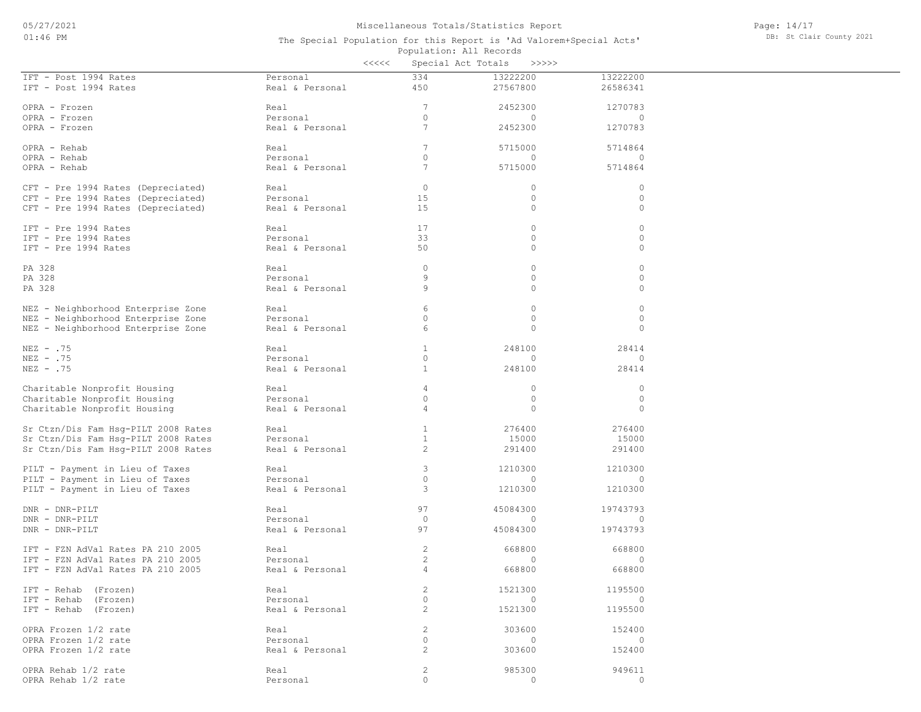Miscellaneous Totals/Statistics Report

The Special Population for this Report is 'Ad Valorem+Special Acts'

Population: All Records

<<<<< Special Act Totals >>>>>

| | | | | |
|---|---|---|---|---|
| IFT - Post 1994 Rates | Personal | 334 | 13222200 | 13222200 |
| IFT - Post 1994 Rates | Real & Personal | 450 | 27567800 | 26586341 |
| | | | | |
| OPRA - Frozen | Real | 7 | 2452300 | 1270783 |
| OPRA - Frozen | Personal | 0 | 0 | 0 |
| OPRA - Frozen | Real & Personal | 7 | 2452300 | 1270783 |
| | | | | |
| OPRA - Rehab | Real | 7 | 5715000 | 5714864 |
| OPRA - Rehab | Personal | 0 | 0 | 0 |
| OPRA - Rehab | Real & Personal | 7 | 5715000 | 5714864 |
| | | | | |
| CFT - Pre 1994 Rates (Depreciated) | Real | 0 | 0 | 0 |
| CFT - Pre 1994 Rates (Depreciated) | Personal | 15 | 0 | 0 |
| CFT - Pre 1994 Rates (Depreciated) | Real & Personal | 15 | 0 | 0 |
| | | | | |
| IFT - Pre 1994 Rates | Real | 17 | 0 | 0 |
| IFT - Pre 1994 Rates | Personal | 33 | 0 | 0 |
| IFT - Pre 1994 Rates | Real & Personal | 50 | 0 | 0 |
| | | | | |
| PA 328 | Real | 0 | 0 | 0 |
| PA 328 | Personal | 9 | 0 | 0 |
| PA 328 | Real & Personal | 9 | 0 | 0 |
| | | | | |
| NEZ - Neighborhood Enterprise Zone | Real | 6 | 0 | 0 |
| NEZ - Neighborhood Enterprise Zone | Personal | 0 | 0 | 0 |
| NEZ - Neighborhood Enterprise Zone | Real & Personal | 6 | 0 | 0 |
| | | | | |
| NEZ - .75 | Real | 1 | 248100 | 28414 |
| NEZ - .75 | Personal | 0 | 0 | 0 |
| NEZ - .75 | Real & Personal | 1 | 248100 | 28414 |
| | | | | |
| Charitable Nonprofit Housing | Real | 4 | 0 | 0 |
| Charitable Nonprofit Housing | Personal | 0 | 0 | 0 |
| Charitable Nonprofit Housing | Real & Personal | 4 | 0 | 0 |
| | | | | |
| Sr Ctzn/Dis Fam Hsg-PILT 2008 Rates | Real | 1 | 276400 | 276400 |
| Sr Ctzn/Dis Fam Hsg-PILT 2008 Rates | Personal | 1 | 15000 | 15000 |
| Sr Ctzn/Dis Fam Hsg-PILT 2008 Rates | Real & Personal | 2 | 291400 | 291400 |
| | | | | |
| PILT - Payment in Lieu of Taxes | Real | 3 | 1210300 | 1210300 |
| PILT - Payment in Lieu of Taxes | Personal | 0 | 0 | 0 |
| PILT - Payment in Lieu of Taxes | Real & Personal | 3 | 1210300 | 1210300 |
| | | | | |
| DNR - DNR-PILT | Real | 97 | 45084300 | 19743793 |
| DNR - DNR-PILT | Personal | 0 | 0 | 0 |
| DNR - DNR-PILT | Real & Personal | 97 | 45084300 | 19743793 |
| | | | | |
| IFT - FZN AdVal Rates PA 210 2005 | Real | 2 | 668800 | 668800 |
| IFT - FZN AdVal Rates PA 210 2005 | Personal | 2 | 0 | 0 |
| IFT - FZN AdVal Rates PA 210 2005 | Real & Personal | 4 | 668800 | 668800 |
| | | | | |
| IFT - Rehab (Frozen) | Real | 2 | 1521300 | 1195500 |
| IFT - Rehab (Frozen) | Personal | 0 | 0 | 0 |
| IFT - Rehab (Frozen) | Real & Personal | 2 | 1521300 | 1195500 |
| | | | | |
| OPRA Frozen 1/2 rate | Real | 2 | 303600 | 152400 |
| OPRA Frozen 1/2 rate | Personal | 0 | 0 | 0 |
| OPRA Frozen 1/2 rate | Real & Personal | 2 | 303600 | 152400 |
| | | | | |
| OPRA Rehab 1/2 rate | Real | 2 | 985300 | 949611 |
| OPRA Rehab 1/2 rate | Personal | 0 | 0 | 0 |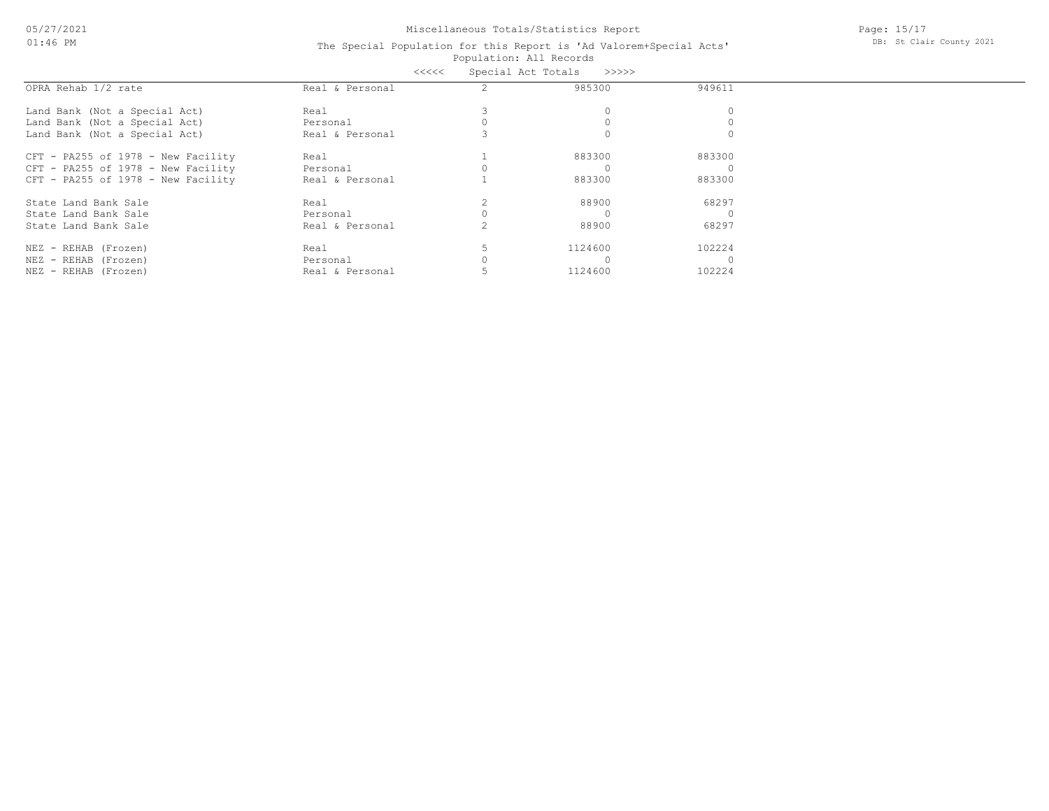Miscellaneous Totals/Statistics Report

The Special Population for this Report is 'Ad Valorem+Special Acts'

Population: All Records

<<<<< Special Act Totals >>>>>

| | | | | |
|---|---|---|---|---|
| OPRA Rehab 1/2 rate | Real & Personal | 2 | 985300 | 949611 |
| Land Bank (Not a Special Act) | Real | 3 | 0 | 0 |
| Land Bank (Not a Special Act) | Personal | 0 | 0 | 0 |
| Land Bank (Not a Special Act) | Real & Personal | 3 | 0 | 0 |
| CFT - PA255 of 1978 - New Facility | Real | 1 | 883300 | 883300 |
| CFT - PA255 of 1978 - New Facility | Personal | 0 | 0 | 0 |
| CFT - PA255 of 1978 - New Facility | Real & Personal | 1 | 883300 | 883300 |
| State Land Bank Sale | Real | 2 | 88900 | 68297 |
| State Land Bank Sale | Personal | 0 | 0 | 0 |
| State Land Bank Sale | Real & Personal | 2 | 88900 | 68297 |
| NEZ - REHAB (Frozen) | Real | 5 | 1124600 | 102224 |
| NEZ - REHAB (Frozen) | Personal | 0 | 0 | 0 |
| NEZ - REHAB (Frozen) | Real & Personal | 5 | 1124600 | 102224 |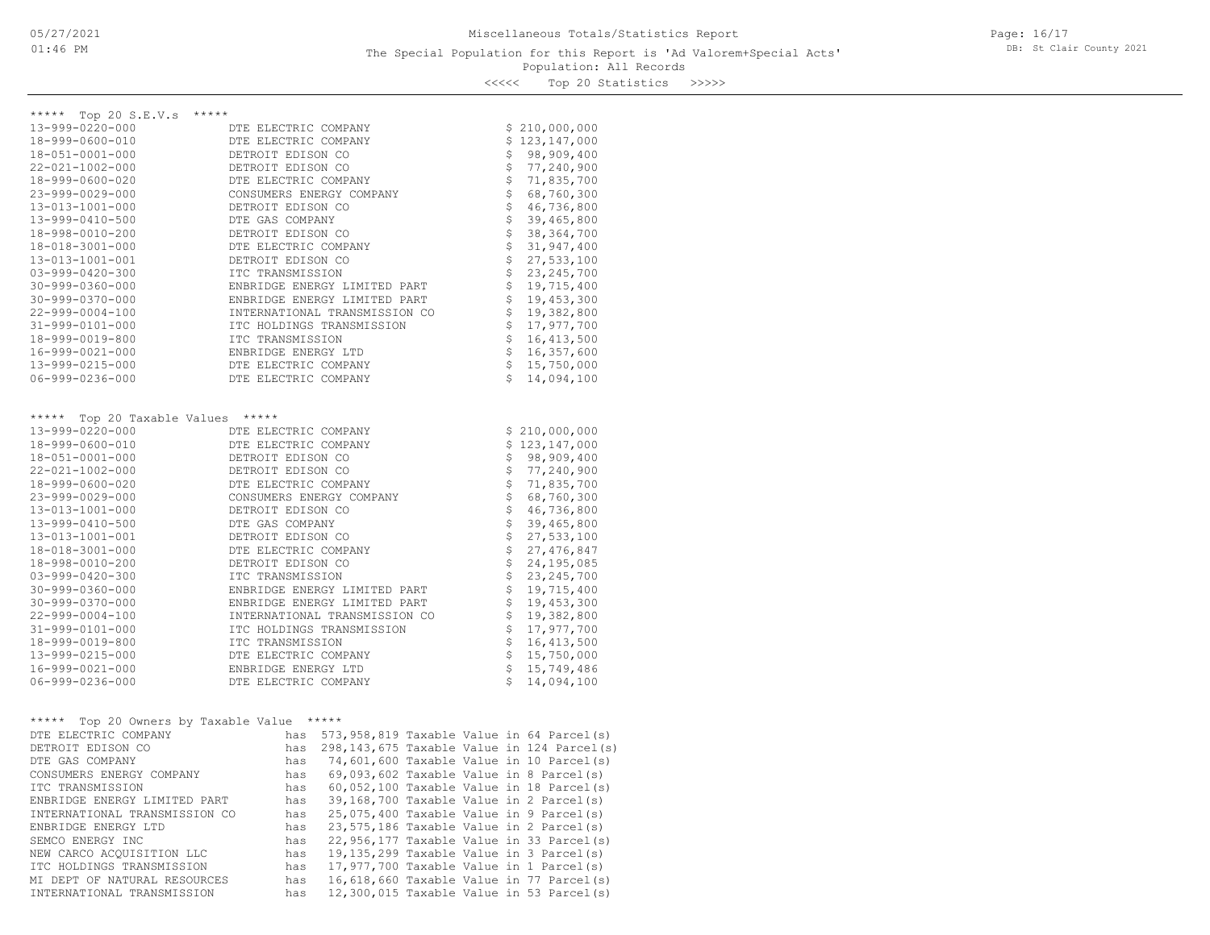# Miscellaneous Totals/Statistics Report

The Special Population for this Report is 'Ad Valorem+Special Acts'

Population: All Records

<<<<< Top 20 Statistics >>>>>

## ***** Top 20 S.E.V.s *****

| Parcel | Owner | S.E.V. |
|---|---|---|
| 13-999-0220-000 | DTE ELECTRIC COMPANY | $ 210,000,000 |
| 18-999-0600-010 | DTE ELECTRIC COMPANY | $ 123,147,000 |
| 18-051-0001-000 | DETROIT EDISON CO | $ 98,909,400 |
| 22-021-1002-000 | DETROIT EDISON CO | $ 77,240,900 |
| 18-999-0600-020 | DTE ELECTRIC COMPANY | $ 71,835,700 |
| 23-999-0029-000 | CONSUMERS ENERGY COMPANY | $ 68,760,300 |
| 13-013-1001-000 | DETROIT EDISON CO | $ 46,736,800 |
| 13-999-0410-500 | DTE GAS COMPANY | $ 39,465,800 |
| 18-998-0010-200 | DETROIT EDISON CO | $ 38,364,700 |
| 18-018-3001-000 | DTE ELECTRIC COMPANY | $ 31,947,400 |
| 13-013-1001-001 | DETROIT EDISON CO | $ 27,533,100 |
| 03-999-0420-300 | ITC TRANSMISSION | $ 23,245,700 |
| 30-999-0360-000 | ENBRIDGE ENERGY LIMITED PART | $ 19,715,400 |
| 30-999-0370-000 | ENBRIDGE ENERGY LIMITED PART | $ 19,453,300 |
| 22-999-0004-100 | INTERNATIONAL TRANSMISSION CO | $ 19,382,800 |
| 31-999-0101-000 | ITC HOLDINGS TRANSMISSION | $ 17,977,700 |
| 18-999-0019-800 | ITC TRANSMISSION | $ 16,413,500 |
| 16-999-0021-000 | ENBRIDGE ENERGY LTD | $ 16,357,600 |
| 13-999-0215-000 | DTE ELECTRIC COMPANY | $ 15,750,000 |
| 06-999-0236-000 | DTE ELECTRIC COMPANY | $ 14,094,100 |

## ***** Top 20 Taxable Values *****

| Parcel | Owner | Taxable Value |
|---|---|---|
| 13-999-0220-000 | DTE ELECTRIC COMPANY | $ 210,000,000 |
| 18-999-0600-010 | DTE ELECTRIC COMPANY | $ 123,147,000 |
| 18-051-0001-000 | DETROIT EDISON CO | $ 98,909,400 |
| 22-021-1002-000 | DETROIT EDISON CO | $ 77,240,900 |
| 18-999-0600-020 | DTE ELECTRIC COMPANY | $ 71,835,700 |
| 23-999-0029-000 | CONSUMERS ENERGY COMPANY | $ 68,760,300 |
| 13-013-1001-000 | DETROIT EDISON CO | $ 46,736,800 |
| 13-999-0410-500 | DTE GAS COMPANY | $ 39,465,800 |
| 13-013-1001-001 | DETROIT EDISON CO | $ 27,533,100 |
| 18-018-3001-000 | DTE ELECTRIC COMPANY | $ 27,476,847 |
| 18-998-0010-200 | DETROIT EDISON CO | $ 24,195,085 |
| 03-999-0420-300 | ITC TRANSMISSION | $ 23,245,700 |
| 30-999-0360-000 | ENBRIDGE ENERGY LIMITED PART | $ 19,715,400 |
| 30-999-0370-000 | ENBRIDGE ENERGY LIMITED PART | $ 19,453,300 |
| 22-999-0004-100 | INTERNATIONAL TRANSMISSION CO | $ 19,382,800 |
| 31-999-0101-000 | ITC HOLDINGS TRANSMISSION | $ 17,977,700 |
| 18-999-0019-800 | ITC TRANSMISSION | $ 16,413,500 |
| 13-999-0215-000 | DTE ELECTRIC COMPANY | $ 15,750,000 |
| 16-999-0021-000 | ENBRIDGE ENERGY LTD | $ 15,749,486 |
| 06-999-0236-000 | DTE ELECTRIC COMPANY | $ 14,094,100 |

## ***** Top 20 Owners by Taxable Value *****

| Owner | | Taxable Value | Parcels |
|---|---|---|---|
| DTE ELECTRIC COMPANY | has | 573,958,819 Taxable Value | in 64 Parcel(s) |
| DETROIT EDISON CO | has | 298,143,675 Taxable Value | in 124 Parcel(s) |
| DTE GAS COMPANY | has | 74,601,600 Taxable Value | in 10 Parcel(s) |
| CONSUMERS ENERGY COMPANY | has | 69,093,602 Taxable Value | in 8 Parcel(s) |
| ITC TRANSMISSION | has | 60,052,100 Taxable Value | in 18 Parcel(s) |
| ENBRIDGE ENERGY LIMITED PART | has | 39,168,700 Taxable Value | in 2 Parcel(s) |
| INTERNATIONAL TRANSMISSION CO | has | 25,075,400 Taxable Value | in 9 Parcel(s) |
| ENBRIDGE ENERGY LTD | has | 23,575,186 Taxable Value | in 2 Parcel(s) |
| SEMCO ENERGY INC | has | 22,956,177 Taxable Value | in 33 Parcel(s) |
| NEW CARCO ACQUISITION LLC | has | 19,135,299 Taxable Value | in 3 Parcel(s) |
| ITC HOLDINGS TRANSMISSION | has | 17,977,700 Taxable Value | in 1 Parcel(s) |
| MI DEPT OF NATURAL RESOURCES | has | 16,618,660 Taxable Value | in 77 Parcel(s) |
| INTERNATIONAL TRANSMISSION | has | 12,300,015 Taxable Value | in 53 Parcel(s) |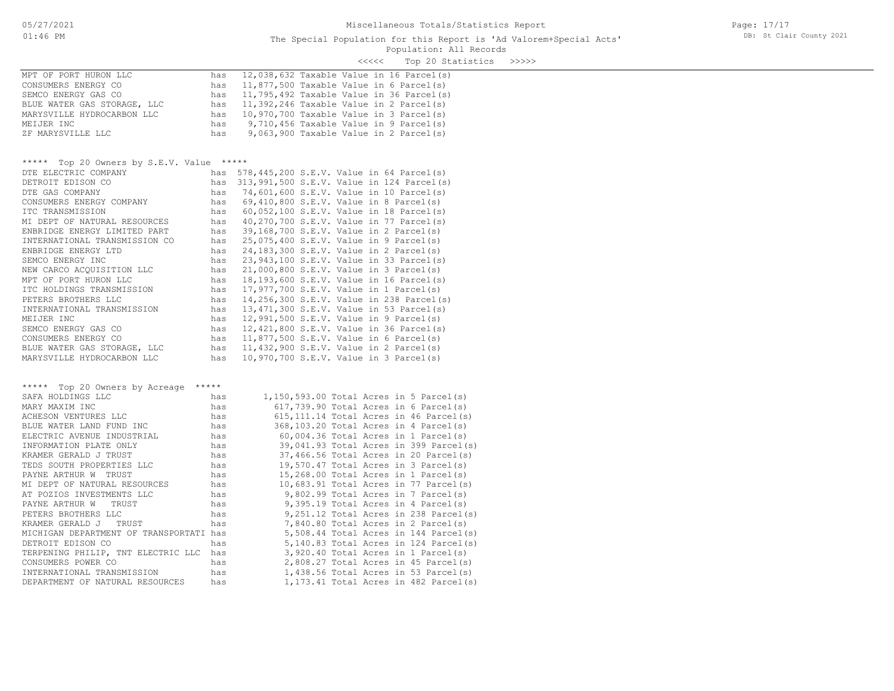Miscellaneous Totals/Statistics Report

The Special Population for this Report is 'Ad Valorem+Special Acts'

Population: All Records

<<<<< Top 20 Statistics >>>>>

```
MPT OF PORT HURON LLC           has   12,038,632 Taxable Value in 16 Parcel(s)
CONSUMERS ENERGY CO             has   11,877,500 Taxable Value in 6 Parcel(s)
SEMCO ENERGY GAS CO             has   11,795,492 Taxable Value in 36 Parcel(s)
BLUE WATER GAS STORAGE, LLC     has   11,392,246 Taxable Value in 2 Parcel(s)
MARYSVILLE HYDROCARBON LLC      has   10,970,700 Taxable Value in 3 Parcel(s)
MEIJER INC                      has    9,710,456 Taxable Value in 9 Parcel(s)
ZF MARYSVILLE LLC               has    9,063,900 Taxable Value in 2 Parcel(s)
```

***** Top 20 Owners by S.E.V. Value *****

```
DTE ELECTRIC COMPANY            has  578,445,200 S.E.V. Value in 64 Parcel(s)
DETROIT EDISON CO               has  313,991,500 S.E.V. Value in 124 Parcel(s)
DTE GAS COMPANY                 has   74,601,600 S.E.V. Value in 10 Parcel(s)
CONSUMERS ENERGY COMPANY        has   69,410,800 S.E.V. Value in 8 Parcel(s)
ITC TRANSMISSION                has   60,052,100 S.E.V. Value in 18 Parcel(s)
MI DEPT OF NATURAL RESOURCES    has   40,270,700 S.E.V. Value in 77 Parcel(s)
ENBRIDGE ENERGY LIMITED PART    has   39,168,700 S.E.V. Value in 2 Parcel(s)
INTERNATIONAL TRANSMISSION CO   has   25,075,400 S.E.V. Value in 9 Parcel(s)
ENBRIDGE ENERGY LTD             has   24,183,300 S.E.V. Value in 2 Parcel(s)
SEMCO ENERGY INC                has   23,943,100 S.E.V. Value in 33 Parcel(s)
NEW CARCO ACQUISITION LLC       has   21,000,800 S.E.V. Value in 3 Parcel(s)
MPT OF PORT HURON LLC           has   18,193,600 S.E.V. Value in 16 Parcel(s)
ITC HOLDINGS TRANSMISSION       has   17,977,700 S.E.V. Value in 1 Parcel(s)
PETERS BROTHERS LLC             has   14,256,300 S.E.V. Value in 238 Parcel(s)
INTERNATIONAL TRANSMISSION      has   13,471,300 S.E.V. Value in 53 Parcel(s)
MEIJER INC                      has   12,991,500 S.E.V. Value in 9 Parcel(s)
SEMCO ENERGY GAS CO             has   12,421,800 S.E.V. Value in 36 Parcel(s)
CONSUMERS ENERGY CO             has   11,877,500 S.E.V. Value in 6 Parcel(s)
BLUE WATER GAS STORAGE, LLC     has   11,432,900 S.E.V. Value in 2 Parcel(s)
MARYSVILLE HYDROCARBON LLC      has   10,970,700 S.E.V. Value in 3 Parcel(s)
```

***** Top 20 Owners by Acreage *****

```
SAFA HOLDINGS LLC                       has     1,150,593.00 Total Acres in 5 Parcel(s)
MARY MAXIM INC                          has       617,739.90 Total Acres in 6 Parcel(s)
ACHESON VENTURES LLC                    has       615,111.14 Total Acres in 46 Parcel(s)
BLUE WATER LAND FUND INC                has       368,103.20 Total Acres in 4 Parcel(s)
ELECTRIC AVENUE INDUSTRIAL              has        60,004.36 Total Acres in 1 Parcel(s)
INFORMATION PLATE ONLY                  has        39,041.93 Total Acres in 399 Parcel(s)
KRAMER GERALD J TRUST                   has        37,466.56 Total Acres in 20 Parcel(s)
TEDS SOUTH PROPERTIES LLC               has        19,570.47 Total Acres in 3 Parcel(s)
PAYNE ARTHUR W  TRUST                   has        15,268.00 Total Acres in 1 Parcel(s)
MI DEPT OF NATURAL RESOURCES            has        10,683.91 Total Acres in 77 Parcel(s)
AT POZIOS INVESTMENTS LLC               has         9,802.99 Total Acres in 7 Parcel(s)
PAYNE ARTHUR W   TRUST                  has         9,395.19 Total Acres in 4 Parcel(s)
PETERS BROTHERS LLC                     has         9,251.12 Total Acres in 238 Parcel(s)
KRAMER GERALD J   TRUST                 has         7,840.80 Total Acres in 2 Parcel(s)
MICHIGAN DEPARTMENT OF TRANSPORTATI has             5,508.44 Total Acres in 144 Parcel(s)
DETROIT EDISON CO                       has         5,140.83 Total Acres in 124 Parcel(s)
TERPENING PHILIP, TNT ELECTRIC LLC  has             3,920.40 Total Acres in 1 Parcel(s)
CONSUMERS POWER CO                      has         2,808.27 Total Acres in 45 Parcel(s)
INTERNATIONAL TRANSMISSION              has         1,438.56 Total Acres in 53 Parcel(s)
DEPARTMENT OF NATURAL RESOURCES         has         1,173.41 Total Acres in 482 Parcel(s)
```